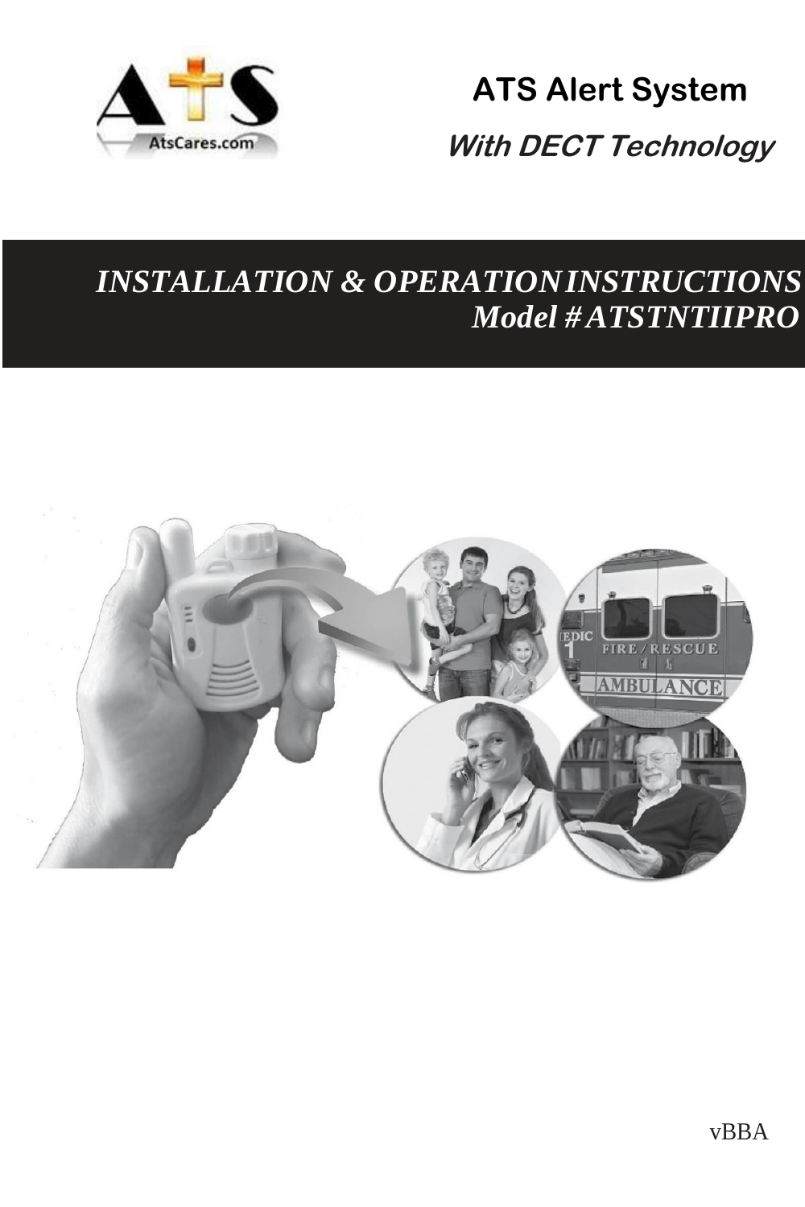AtsCares.com

# ATS Alert System

## *With DECT Technology*

## *INSTALLATION & OPERATION INSTRUCTIONS*
## *Model # ATSTNTIIPRO*

vBBA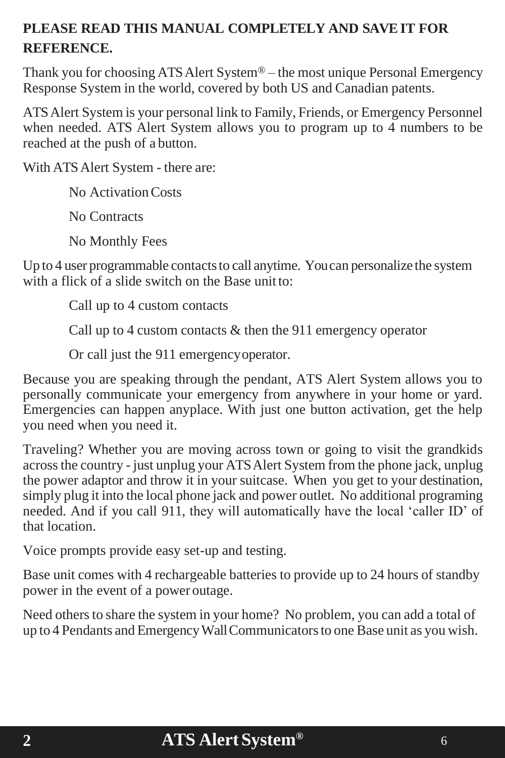**PLEASE READ THIS MANUAL COMPLETELY AND SAVE IT FOR REFERENCE.**

Thank you for choosing ATS Alert System® – the most unique Personal Emergency Response System in the world, covered by both US and Canadian patents.

ATS Alert System is your personal link to Family, Friends, or Emergency Personnel when needed. ATS Alert System allows you to program up to 4 numbers to be reached at the push of a button.

With ATS Alert System - there are:

- No Activation Costs
- No Contracts
- No Monthly Fees

Up to 4 user programmable contacts to call anytime. You can personalize the system with a flick of a slide switch on the Base unit to:

- Call up to 4 custom contacts
- Call up to 4 custom contacts & then the 911 emergency operator
- Or call just the 911 emergency operator.

Because you are speaking through the pendant, ATS Alert System allows you to personally communicate your emergency from anywhere in your home or yard. Emergencies can happen anyplace. With just one button activation, get the help you need when you need it.

Traveling? Whether you are moving across town or going to visit the grandkids across the country - just unplug your ATS Alert System from the phone jack, unplug the power adaptor and throw it in your suitcase. When you get to your destination, simply plug it into the local phone jack and power outlet. No additional programing needed. And if you call 911, they will automatically have the local 'caller ID' of that location.

Voice prompts provide easy set-up and testing.

Base unit comes with 4 rechargeable batteries to provide up to 24 hours of standby power in the event of a power outage.

Need others to share the system in your home? No problem, you can add a total of up to 4 Pendants and Emergency Wall Communicators to one Base unit as you wish.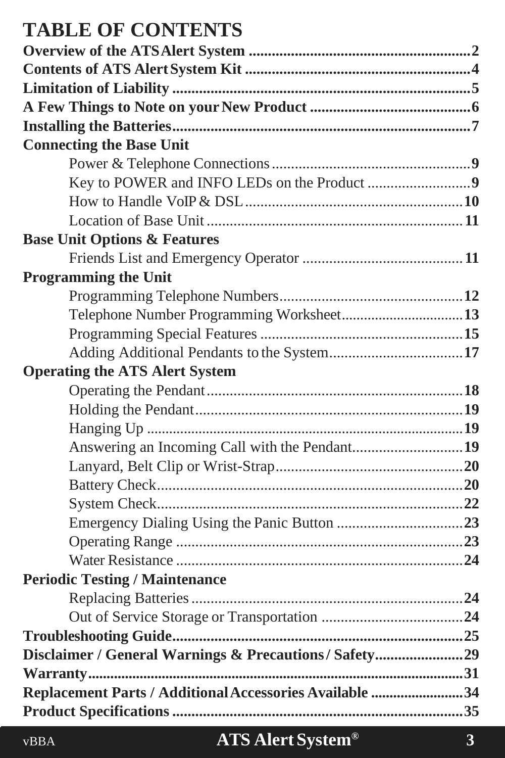# TABLE OF CONTENTS

**Overview of the ATS Alert System .......................................................2**
**Contents of ATS Alert System Kit ........................................................4**
**Limitation of Liability ..........................................................................5**
**A Few Things to Note on your New Product ........................................6**
**Installing the Batteries..........................................................................7**
**Connecting the Base Unit**

- Power & Telephone Connections ...................................................**9**
- Key to POWER and INFO LEDs on the Product ...........................**9**
- How to Handle VoIP & DSL ........................................................**10**
- Location of Base Unit ..................................................................**11**

**Base Unit Options & Features**

- Friends List and Emergency Operator ..........................................**11**

**Programming the Unit**

- Programming Telephone Numbers................................................**12**
- Telephone Number Programming Worksheet.................................**13**
- Programming Special Features ....................................................**15**
- Adding Additional Pendants to the System...................................**17**

**Operating the ATS Alert System**

- Operating the Pendant..................................................................**18**
- Holding the Pendant.....................................................................**19**
- Hanging Up ..................................................................................**19**
- Answering an Incoming Call with the Pendant.............................**19**
- Lanyard, Belt Clip or Wrist-Strap.................................................**20**
- Battery Check...............................................................................**20**
- System Check...............................................................................**22**
- Emergency Dialing Using the Panic Button .................................**23**
- Operating Range ..........................................................................**23**
- Water Resistance .........................................................................**24**

**Periodic Testing / Maintenance**

- Replacing Batteries......................................................................**24**
- Out of Service Storage or Transportation .....................................**24**

**Troubleshooting Guide..........................................................................25**
**Disclaimer / General Warnings & Precautions / Safety.......................29**
**Warranty.................................................................................................31**
**Replacement Parts / Additional Accessories Available ........................34**
**Product Specifications ..........................................................................35**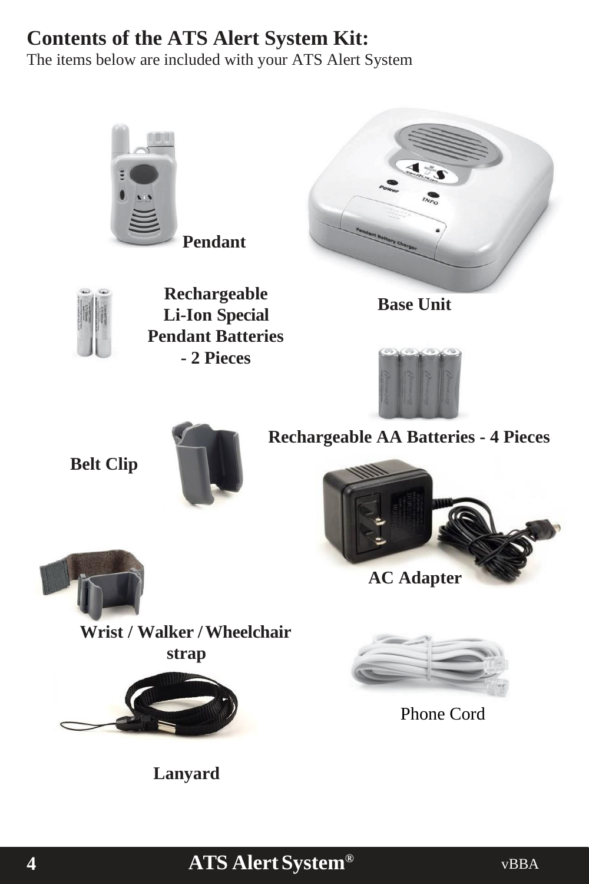## Contents of the ATS Alert System Kit:

The items below are included with your ATS Alert System

**Pendant**

**Base Unit**

**Rechargeable Li-Ion Special Pendant Batteries - 2 Pieces**

**Rechargeable AA Batteries - 4 Pieces**

**Belt Clip**

**AC Adapter**

**Wrist / Walker / Wheelchair strap**

Phone Cord

**Lanyard**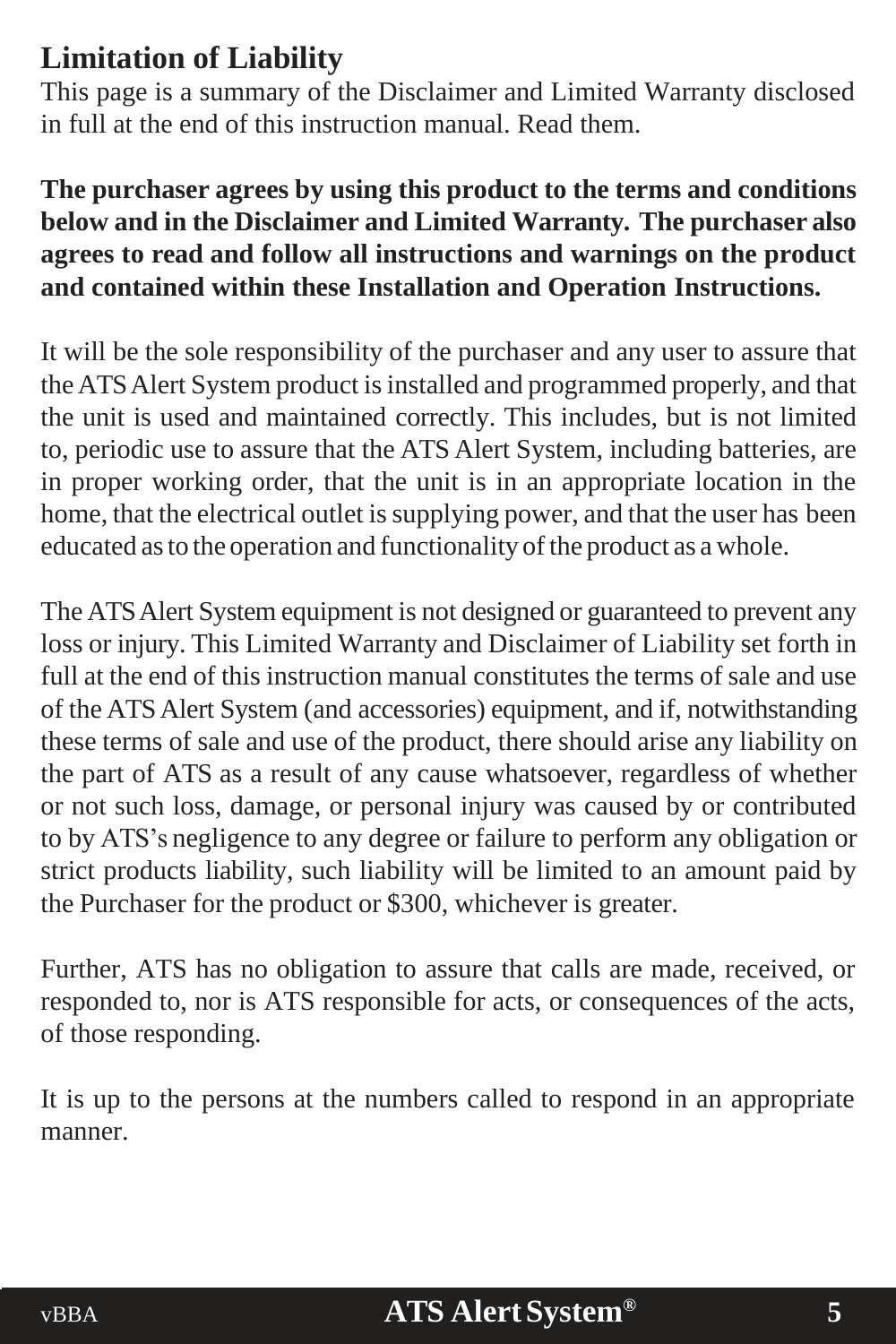## Limitation of Liability

This page is a summary of the Disclaimer and Limited Warranty disclosed in full at the end of this instruction manual. Read them.

**The purchaser agrees by using this product to the terms and conditions below and in the Disclaimer and Limited Warranty. The purchaser also agrees to read and follow all instructions and warnings on the product and contained within these Installation and Operation Instructions.**

It will be the sole responsibility of the purchaser and any user to assure that the ATS Alert System product is installed and programmed properly, and that the unit is used and maintained correctly. This includes, but is not limited to, periodic use to assure that the ATS Alert System, including batteries, are in proper working order, that the unit is in an appropriate location in the home, that the electrical outlet is supplying power, and that the user has been educated as to the operation and functionality of the product as a whole.

The ATS Alert System equipment is not designed or guaranteed to prevent any loss or injury. This Limited Warranty and Disclaimer of Liability set forth in full at the end of this instruction manual constitutes the terms of sale and use of the ATS Alert System (and accessories) equipment, and if, notwithstanding these terms of sale and use of the product, there should arise any liability on the part of ATS as a result of any cause whatsoever, regardless of whether or not such loss, damage, or personal injury was caused by or contributed to by ATS's negligence to any degree or failure to perform any obligation or strict products liability, such liability will be limited to an amount paid by the Purchaser for the product or $300, whichever is greater.

Further, ATS has no obligation to assure that calls are made, received, or responded to, nor is ATS responsible for acts, or consequences of the acts, of those responding.

It is up to the persons at the numbers called to respond in an appropriate manner.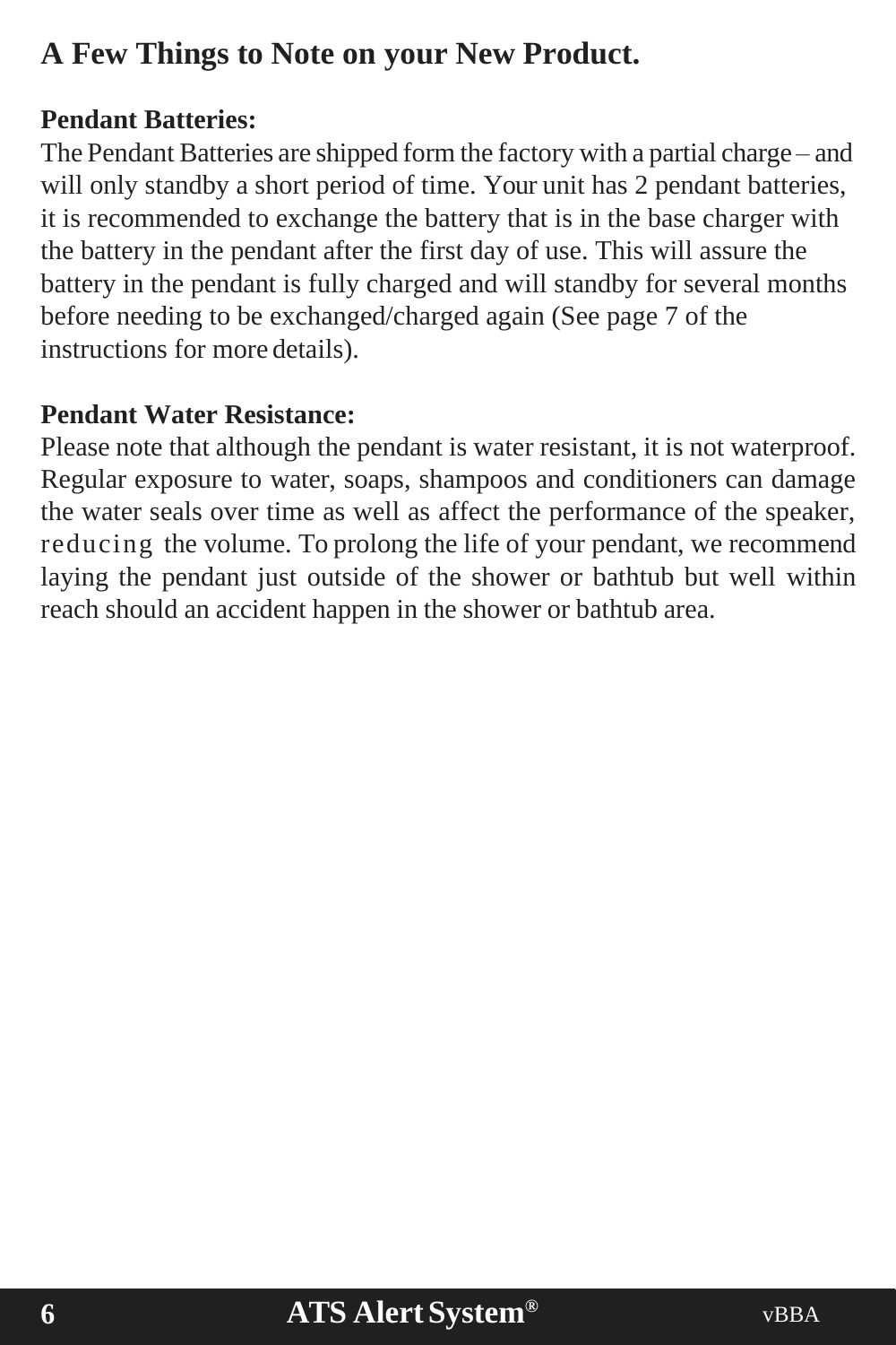## A Few Things to Note on your New Product.

**Pendant Batteries:**

The Pendant Batteries are shipped form the factory with a partial charge – and will only standby a short period of time. Your unit has 2 pendant batteries, it is recommended to exchange the battery that is in the base charger with the battery in the pendant after the first day of use. This will assure the battery in the pendant is fully charged and will standby for several months before needing to be exchanged/charged again (See page 7 of the instructions for more details).

**Pendant Water Resistance:**

Please note that although the pendant is water resistant, it is not waterproof. Regular exposure to water, soaps, shampoos and conditioners can damage the water seals over time as well as affect the performance of the speaker, reducing the volume. To prolong the life of your pendant, we recommend laying the pendant just outside of the shower or bathtub but well within reach should an accident happen in the shower or bathtub area.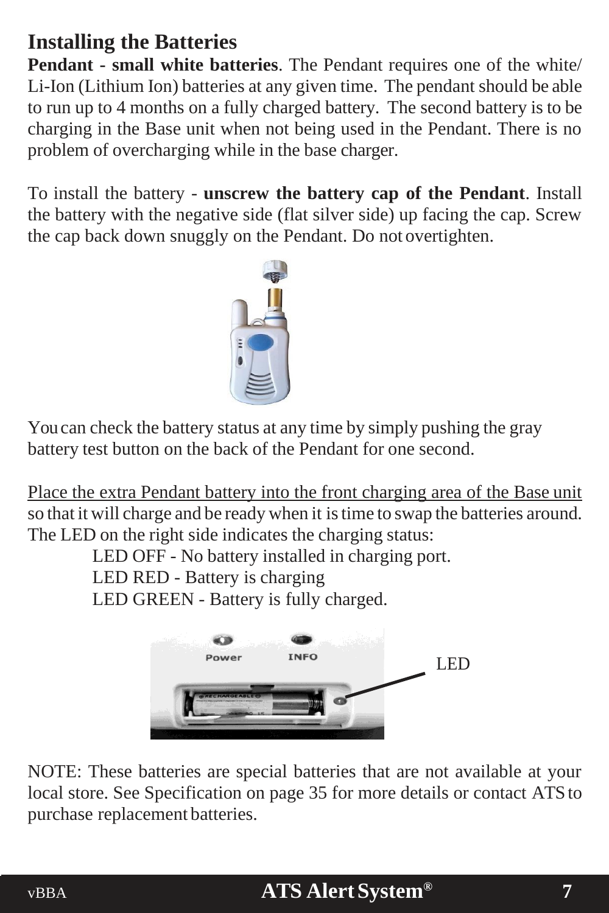# Installing the Batteries

**Pendant - small white batteries**. The Pendant requires one of the white/ Li-Ion (Lithium Ion) batteries at any given time. The pendant should be able to run up to 4 months on a fully charged battery. The second battery is to be charging in the Base unit when not being used in the Pendant. There is no problem of overcharging while in the base charger.

To install the battery - **unscrew the battery cap of the Pendant**. Install the battery with the negative side (flat silver side) up facing the cap. Screw the cap back down snuggly on the Pendant. Do not overtighten.

You can check the battery status at any time by simply pushing the gray battery test button on the back of the Pendant for one second.

<u>Place the extra Pendant battery into the front charging area of the Base unit</u> so that it will charge and be ready when it is time to swap the batteries around. The LED on the right side indicates the charging status:

- LED OFF - No battery installed in charging port.
- LED RED - Battery is charging
- LED GREEN - Battery is fully charged.

LED

NOTE: These batteries are special batteries that are not available at your local store. See Specification on page 35 for more details or contact ATS to purchase replacement batteries.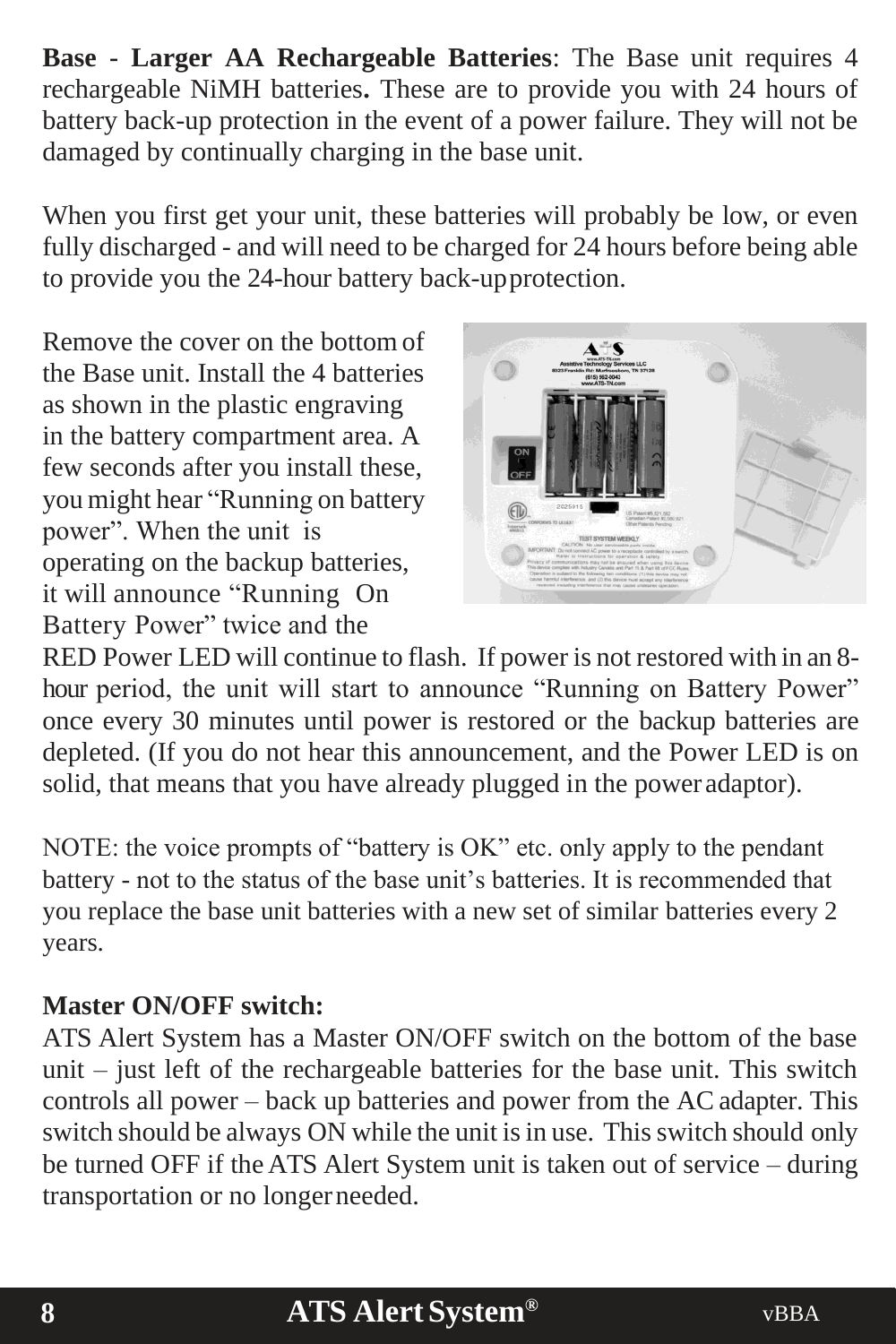**Base - Larger AA Rechargeable Batteries**: The Base unit requires 4 rechargeable NiMH batteries**.** These are to provide you with 24 hours of battery back-up protection in the event of a power failure. They will not be damaged by continually charging in the base unit.

When you first get your unit, these batteries will probably be low, or even fully discharged - and will need to be charged for 24 hours before being able to provide you the 24-hour battery back-up protection.

Remove the cover on the bottom of the Base unit. Install the 4 batteries as shown in the plastic engraving in the battery compartment area. A few seconds after you install these, you might hear "Running on battery power". When the unit is operating on the backup batteries, it will announce "Running On Battery Power" twice and the RED Power LED will continue to flash. If power is not restored with in an 8-hour period, the unit will start to announce "Running on Battery Power" once every 30 minutes until power is restored or the backup batteries are depleted. (If you do not hear this announcement, and the Power LED is on solid, that means that you have already plugged in the power adaptor).

NOTE: the voice prompts of "battery is OK" etc. only apply to the pendant battery - not to the status of the base unit's batteries. It is recommended that you replace the base unit batteries with a new set of similar batteries every 2 years.

**Master ON/OFF switch:**

ATS Alert System has a Master ON/OFF switch on the bottom of the base unit – just left of the rechargeable batteries for the base unit. This switch controls all power – back up batteries and power from the AC adapter. This switch should be always ON while the unit is in use. This switch should only be turned OFF if the ATS Alert System unit is taken out of service – during transportation or no longer needed.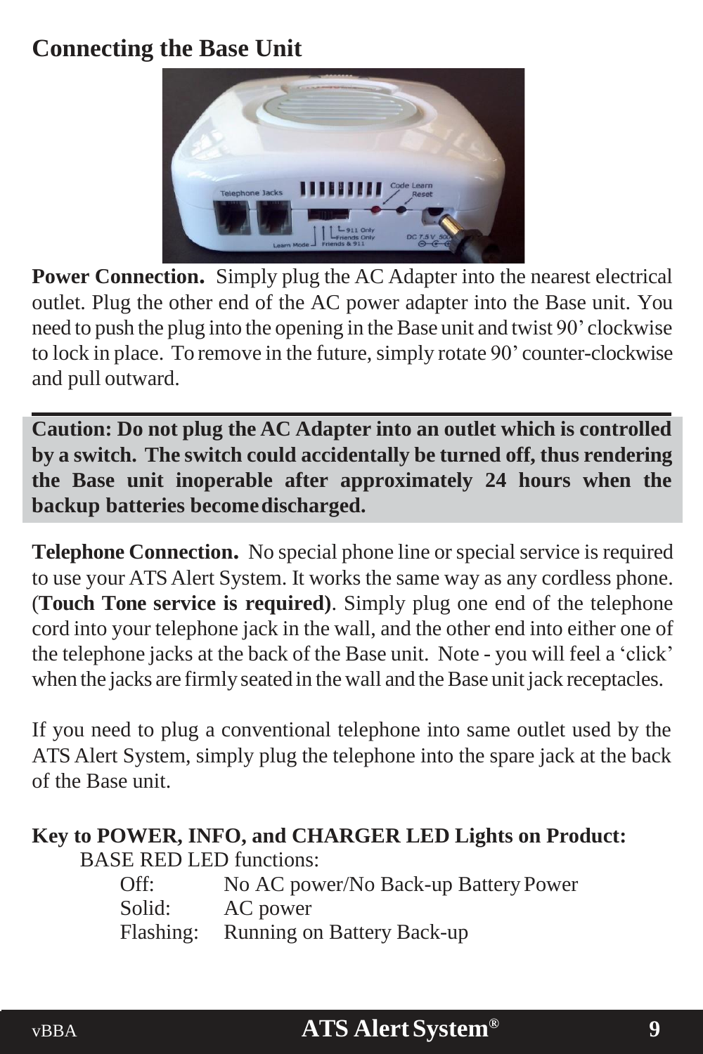## Connecting the Base Unit

**Power Connection.** Simply plug the AC Adapter into the nearest electrical outlet. Plug the other end of the AC power adapter into the Base unit. You need to push the plug into the opening in the Base unit and twist 90' clockwise to lock in place. To remove in the future, simply rotate 90' counter-clockwise and pull outward.

**Caution: Do not plug the AC Adapter into an outlet which is controlled by a switch. The switch could accidentally be turned off, thus rendering the Base unit inoperable after approximately 24 hours when the backup batteries become discharged.**

**Telephone Connection.** No special phone line or special service is required to use your ATS Alert System. It works the same way as any cordless phone. (**Touch Tone service is required)**. Simply plug one end of the telephone cord into your telephone jack in the wall, and the other end into either one of the telephone jacks at the back of the Base unit. Note - you will feel a 'click' when the jacks are firmly seated in the wall and the Base unit jack receptacles.

If you need to plug a conventional telephone into same outlet used by the ATS Alert System, simply plug the telephone into the spare jack at the back of the Base unit.

**Key to POWER, INFO, and CHARGER LED Lights on Product:**

BASE RED LED functions:

- Off: No AC power/No Back-up Battery Power
- Solid: AC power
- Flashing: Running on Battery Back-up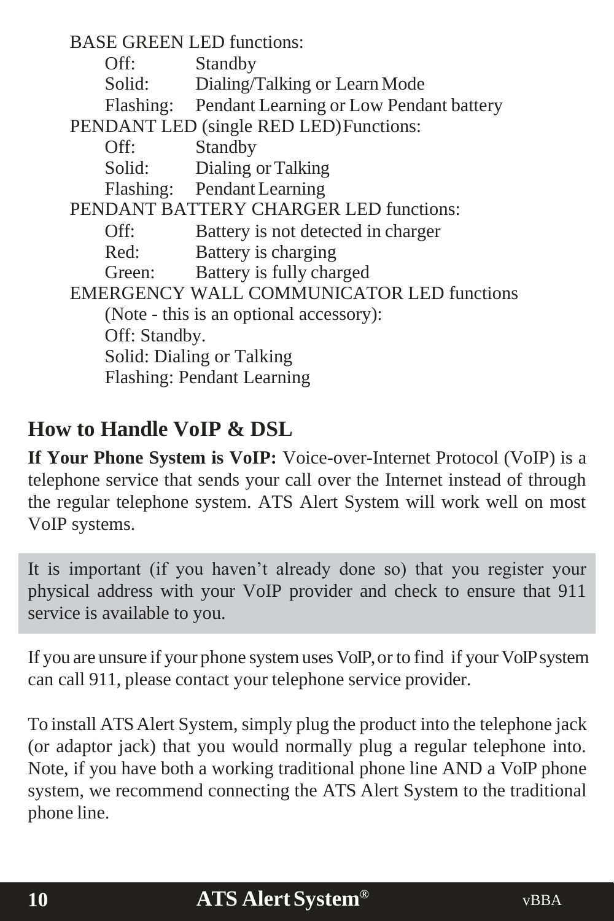BASE GREEN LED functions:

- Off: Standby
- Solid: Dialing/Talking or Learn Mode
- Flashing: Pendant Learning or Low Pendant battery

PENDANT LED (single RED LED) Functions:

- Off: Standby
- Solid: Dialing or Talking
- Flashing: Pendant Learning

PENDANT BATTERY CHARGER LED functions:

- Off: Battery is not detected in charger
- Red: Battery is charging
- Green: Battery is fully charged

EMERGENCY WALL COMMUNICATOR LED functions (Note - this is an optional accessory):

- Off: Standby.
- Solid: Dialing or Talking
- Flashing: Pendant Learning

## How to Handle VoIP & DSL

**If Your Phone System is VoIP:** Voice-over-Internet Protocol (VoIP) is a telephone service that sends your call over the Internet instead of through the regular telephone system. ATS Alert System will work well on most VoIP systems.

It is important (if you haven't already done so) that you register your physical address with your VoIP provider and check to ensure that 911 service is available to you.

If you are unsure if your phone system uses VoIP, or to find if your VoIP system can call 911, please contact your telephone service provider.

To install ATS Alert System, simply plug the product into the telephone jack (or adaptor jack) that you would normally plug a regular telephone into. Note, if you have both a working traditional phone line AND a VoIP phone system, we recommend connecting the ATS Alert System to the traditional phone line.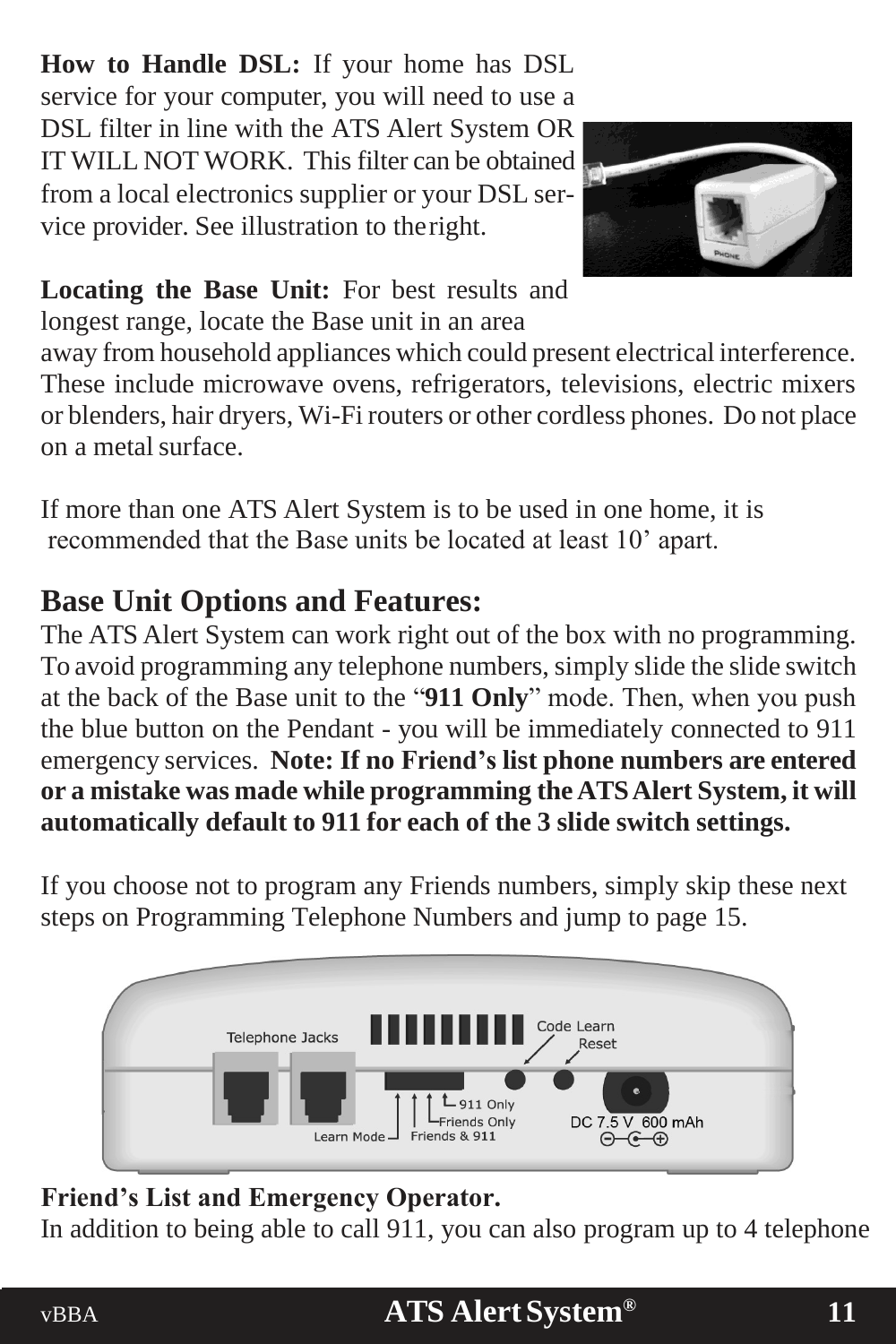**How to Handle DSL:** If your home has DSL service for your computer, you will need to use a DSL filter in line with the ATS Alert System OR IT WILL NOT WORK. This filter can be obtained from a local electronics supplier or your DSL service provider. See illustration to the right.

**Locating the Base Unit:** For best results and longest range, locate the Base unit in an area away from household appliances which could present electrical interference. These include microwave ovens, refrigerators, televisions, electric mixers or blenders, hair dryers, Wi-Fi routers or other cordless phones. Do not place on a metal surface.

If more than one ATS Alert System is to be used in one home, it is recommended that the Base units be located at least 10’ apart.

## Base Unit Options and Features:

The ATS Alert System can work right out of the box with no programming. To avoid programming any telephone numbers, simply slide the slide switch at the back of the Base unit to the “**911 Only**” mode. Then, when you push the blue button on the Pendant - you will be immediately connected to 911 emergency services. **Note: If no Friend’s list phone numbers are entered or a mistake was made while programming the ATS Alert System, it will automatically default to 911 for each of the 3 slide switch settings.**

If you choose not to program any Friends numbers, simply skip these next steps on Programming Telephone Numbers and jump to page 15.

Telephone Jacks | Code Learn | Reset | 911 Only | Friends Only | Friends & 911 | Learn Mode | DC 7.5 V 600 mAh

**Friend’s List and Emergency Operator.**

In addition to being able to call 911, you can also program up to 4 telephone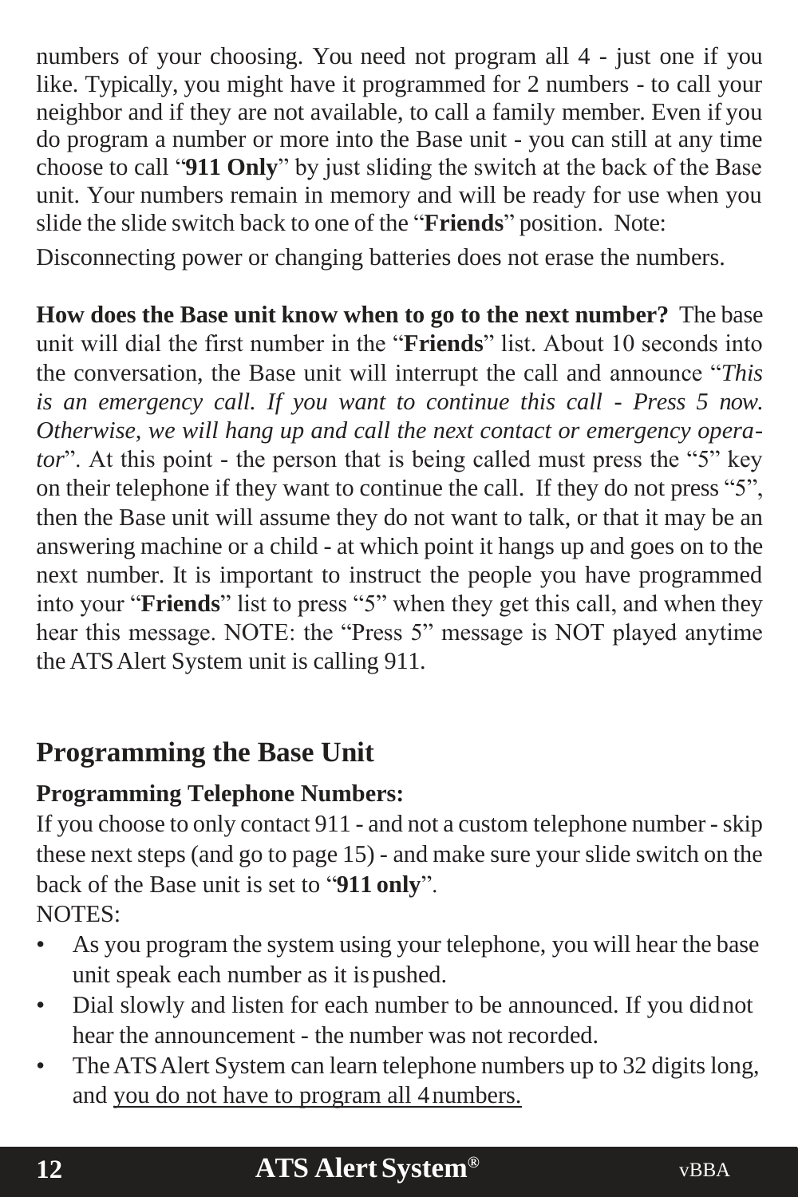numbers of your choosing. You need not program all 4 - just one if you like. Typically, you might have it programmed for 2 numbers - to call your neighbor and if they are not available, to call a family member. Even if you do program a number or more into the Base unit - you can still at any time choose to call "**911 Only**" by just sliding the switch at the back of the Base unit. Your numbers remain in memory and will be ready for use when you slide the slide switch back to one of the "**Friends**" position. Note:

Disconnecting power or changing batteries does not erase the numbers.

**How does the Base unit know when to go to the next number?** The base unit will dial the first number in the "**Friends**" list. About 10 seconds into the conversation, the Base unit will interrupt the call and announce "*This is an emergency call. If you want to continue this call - Press 5 now. Otherwise, we will hang up and call the next contact or emergency operator*". At this point - the person that is being called must press the "5" key on their telephone if they want to continue the call. If they do not press "5", then the Base unit will assume they do not want to talk, or that it may be an answering machine or a child - at which point it hangs up and goes on to the next number. It is important to instruct the people you have programmed into your "**Friends**" list to press "5" when they get this call, and when they hear this message. NOTE: the "Press 5" message is NOT played anytime the ATS Alert System unit is calling 911.

## Programming the Base Unit

### Programming Telephone Numbers:

If you choose to only contact 911 - and not a custom telephone number - skip these next steps (and go to page 15) - and make sure your slide switch on the back of the Base unit is set to "**911 only**".

NOTES:

- As you program the system using your telephone, you will hear the base unit speak each number as it is pushed.
- Dial slowly and listen for each number to be announced. If you did not hear the announcement - the number was not recorded.
- The ATS Alert System can learn telephone numbers up to 32 digits long, and <u>you do not have to program all 4 numbers.</u>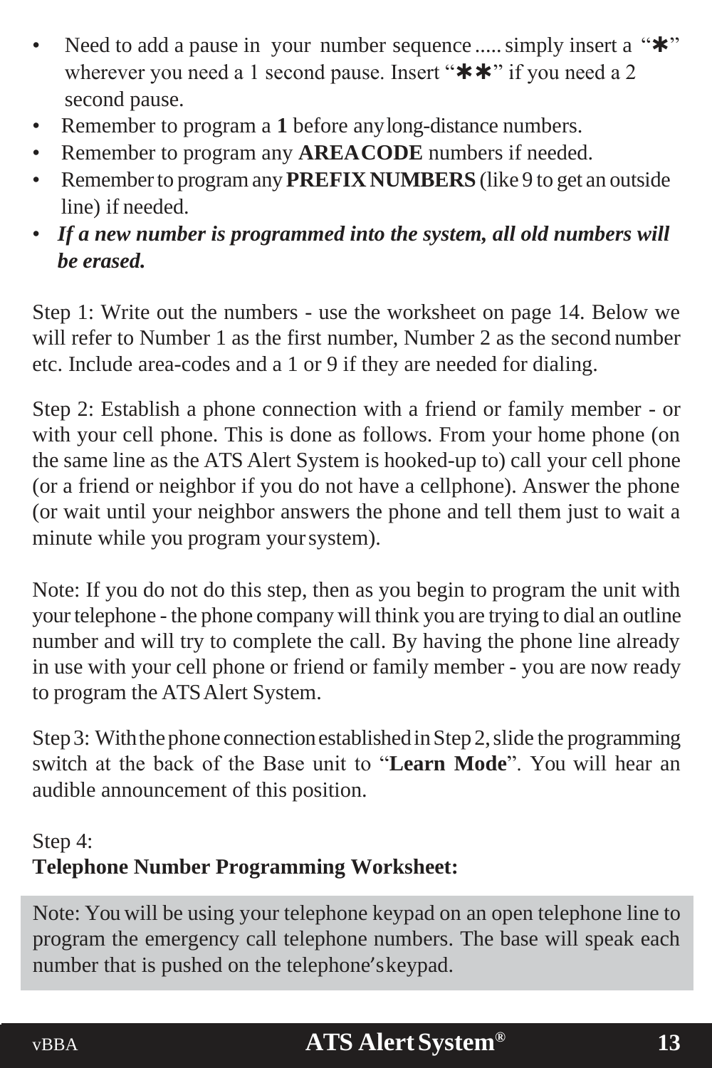- Need to add a pause in your number sequence ..... simply insert a "✱" wherever you need a 1 second pause. Insert "✱✱" if you need a 2 second pause.
- Remember to program a **1** before any long-distance numbers.
- Remember to program any **AREACODE** numbers if needed.
- Remember to program any **PREFIX NUMBERS** (like 9 to get an outside line) if needed.
- ***If a new number is programmed into the system, all old numbers will be erased.***

Step 1: Write out the numbers - use the worksheet on page 14. Below we will refer to Number 1 as the first number, Number 2 as the second number etc. Include area-codes and a 1 or 9 if they are needed for dialing.

Step 2: Establish a phone connection with a friend or family member - or with your cell phone. This is done as follows. From your home phone (on the same line as the ATS Alert System is hooked-up to) call your cell phone (or a friend or neighbor if you do not have a cellphone). Answer the phone (or wait until your neighbor answers the phone and tell them just to wait a minute while you program your system).

Note: If you do not do this step, then as you begin to program the unit with your telephone - the phone company will think you are trying to dial an outline number and will try to complete the call. By having the phone line already in use with your cell phone or friend or family member - you are now ready to program the ATS Alert System.

Step 3: With the phone connection established in Step 2, slide the programming switch at the back of the Base unit to "**Learn Mode**". You will hear an audible announcement of this position.

Step 4:
**Telephone Number Programming Worksheet:**

Note: You will be using your telephone keypad on an open telephone line to program the emergency call telephone numbers. The base will speak each number that is pushed on the telephone's keypad.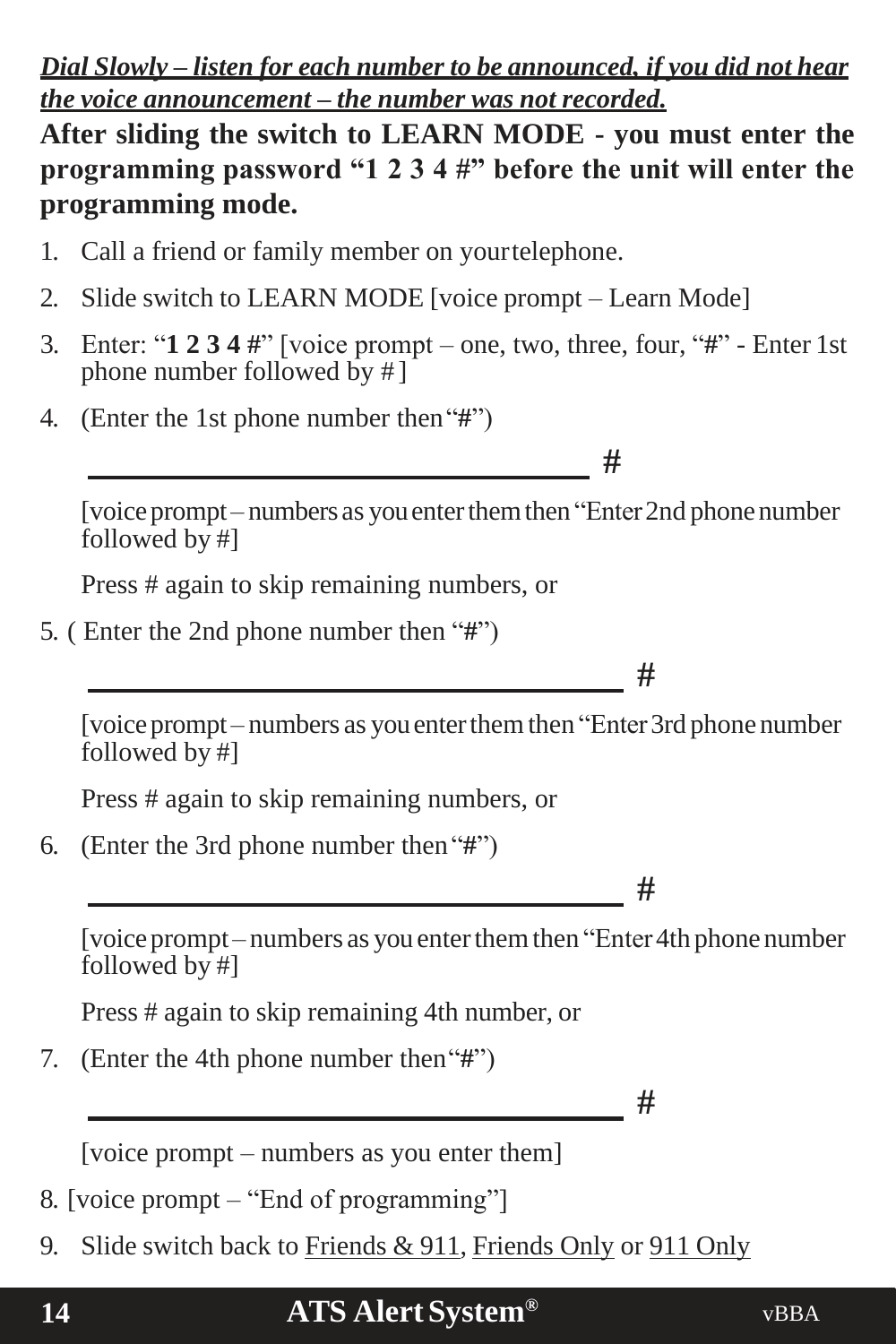***<u>Dial Slowly – listen for each number to be announced, if you did not hear the voice announcement – the number was not recorded.</u>***

**After sliding the switch to LEARN MODE - you must enter the programming password "1 2 3 4 #" before the unit will enter the programming mode.**

1. Call a friend or family member on your telephone.
2. Slide switch to LEARN MODE [voice prompt – Learn Mode]
3. Enter: "**1 2 3 4 #**" [voice prompt – one, two, three, four, "**#**" - Enter 1st phone number followed by #]
4. (Enter the 1st phone number then "**#**")

   ____________________________________ #

   [voice prompt – numbers as you enter them then "Enter 2nd phone number followed by #]

   Press # again to skip remaining numbers, or

5. ( Enter the 2nd phone number then "**#**")

   ____________________________________ #

   [voice prompt – numbers as you enter them then "Enter 3rd phone number followed by #]

   Press # again to skip remaining numbers, or

6. (Enter the 3rd phone number then "**#**")

   ____________________________________ #

   [voice prompt – numbers as you enter them then "Enter 4th phone number followed by #]

   Press # again to skip remaining 4th number, or

7. (Enter the 4th phone number then "**#**")

   ____________________________________ #

   [voice prompt – numbers as you enter them]

8. [voice prompt – "End of programming"]
9. Slide switch back to <u>Friends & 911</u>, <u>Friends Only</u> or <u>911 Only</u>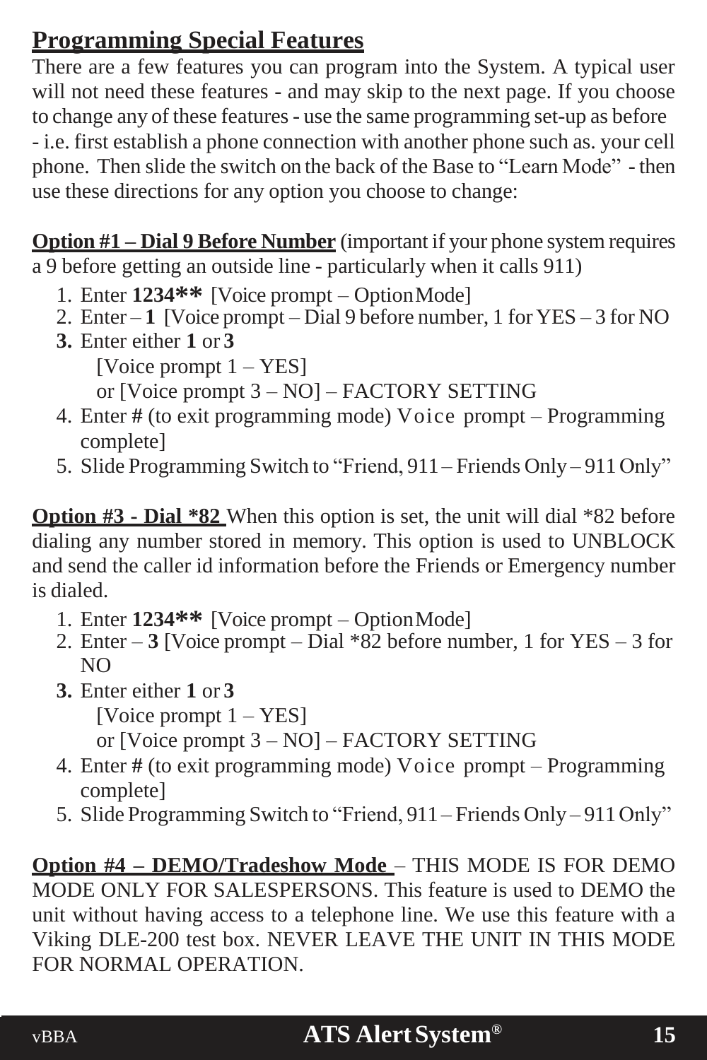## Programming Special Features

There are a few features you can program into the System. A typical user will not need these features - and may skip to the next page. If you choose to change any of these features - use the same programming set-up as before - i.e. first establish a phone connection with another phone such as. your cell phone. Then slide the switch on the back of the Base to "Learn Mode" - then use these directions for any option you choose to change:

**Option #1 – Dial 9 Before Number** (important if your phone system requires a 9 before getting an outside line - particularly when it calls 911)

1. Enter **1234\*\*** [Voice prompt – Option Mode]
2. Enter – **1** [Voice prompt – Dial 9 before number, 1 for YES – 3 for NO
3. Enter either **1** or **3**
   [Voice prompt 1 – YES]
   or [Voice prompt 3 – NO] – FACTORY SETTING
4. Enter **#** (to exit programming mode) Voice prompt – Programming complete]
5. Slide Programming Switch to "Friend, 911 – Friends Only – 911 Only"

**Option #3 - Dial \*82** When this option is set, the unit will dial *82 before dialing any number stored in memory. This option is used to UNBLOCK and send the caller id information before the Friends or Emergency number is dialed.

1. Enter **1234\*\*** [Voice prompt – Option Mode]
2. Enter – **3** [Voice prompt – Dial *82 before number, 1 for YES – 3 for NO
3. Enter either **1** or **3**
   [Voice prompt 1 – YES]
   or [Voice prompt 3 – NO] – FACTORY SETTING
4. Enter **#** (to exit programming mode) Voice prompt – Programming complete]
5. Slide Programming Switch to "Friend, 911 – Friends Only – 911 Only"

**Option #4 – DEMO/Tradeshow Mode** – THIS MODE IS FOR DEMO MODE ONLY FOR SALESPERSONS. This feature is used to DEMO the unit without having access to a telephone line. We use this feature with a Viking DLE-200 test box. NEVER LEAVE THE UNIT IN THIS MODE FOR NORMAL OPERATION.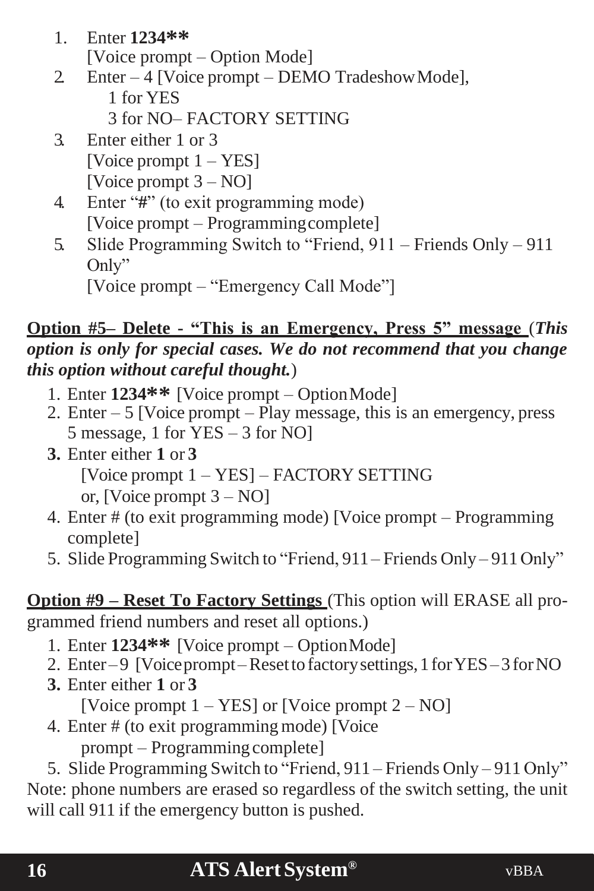1. Enter **1234****
   [Voice prompt – Option Mode]
2. Enter – 4 [Voice prompt – DEMO Tradeshow Mode],
   1 for YES
   3 for NO– FACTORY SETTING
3. Enter either 1 or 3
   [Voice prompt 1 – YES]
   [Voice prompt 3 – NO]
4. Enter "#" (to exit programming mode)
   [Voice prompt – Programming complete]
5. Slide Programming Switch to "Friend, 911 – Friends Only – 911 Only"
   [Voice prompt – "Emergency Call Mode"]

**Option #5– Delete - "This is an Emergency, Press 5" message** (***This option is only for special cases. We do not recommend that you change this option without careful thought.***)

1. Enter **1234**** [Voice prompt – Option Mode]
2. Enter – 5 [Voice prompt – Play message, this is an emergency, press 5 message, 1 for YES – 3 for NO]
3. Enter either **1** or **3**
   [Voice prompt 1 – YES] – FACTORY SETTING
   or, [Voice prompt 3 – NO]
4. Enter # (to exit programming mode) [Voice prompt – Programming complete]
5. Slide Programming Switch to "Friend, 911 – Friends Only – 911 Only"

**Option #9 – Reset To Factory Settings** (This option will ERASE all programmed friend numbers and reset all options.)

1. Enter **1234**** [Voice prompt – Option Mode]
2. Enter – 9 [Voice prompt – Reset to factory settings, 1 for YES – 3 for NO
3. Enter either **1** or **3**
   [Voice prompt 1 – YES] or [Voice prompt 2 – NO]
4. Enter # (to exit programming mode) [Voice prompt – Programming complete]
5. Slide Programming Switch to "Friend, 911 – Friends Only – 911 Only"

Note: phone numbers are erased so regardless of the switch setting, the unit will call 911 if the emergency button is pushed.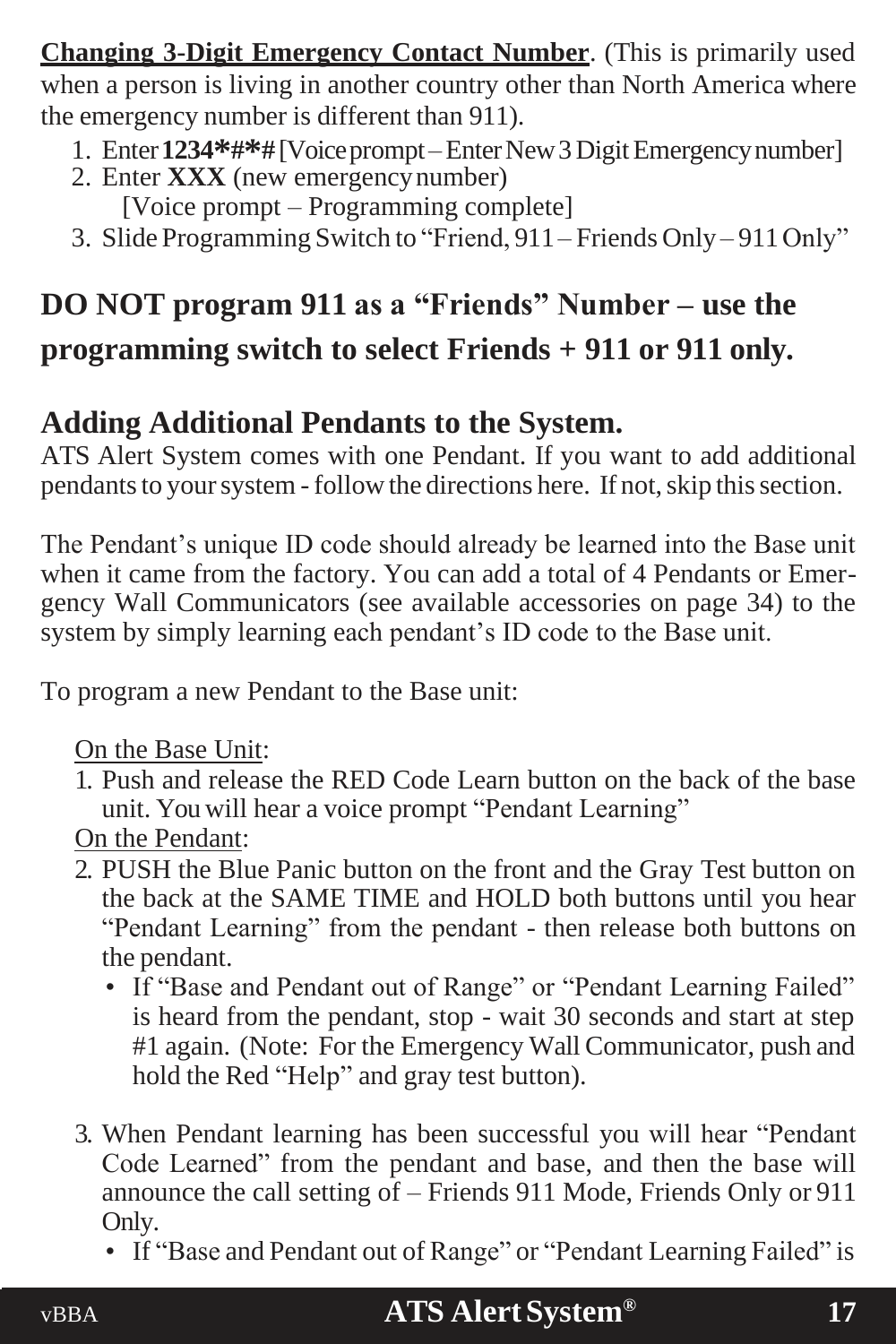**Changing 3-Digit Emergency Contact Number**. (This is primarily used when a person is living in another country other than North America where the emergency number is different than 911).

1. Enter **1234*#*#** [Voice prompt – Enter New 3 Digit Emergency number]
2. Enter **XXX** (new emergency number)
   [Voice prompt – Programming complete]
3. Slide Programming Switch to "Friend, 911 – Friends Only – 911 Only"

## DO NOT program 911 as a "Friends" Number – use the programming switch to select Friends + 911 or 911 only.

## Adding Additional Pendants to the System.

ATS Alert System comes with one Pendant. If you want to add additional pendants to your system - follow the directions here. If not, skip this section.

The Pendant's unique ID code should already be learned into the Base unit when it came from the factory. You can add a total of 4 Pendants or Emergency Wall Communicators (see available accessories on page 34) to the system by simply learning each pendant's ID code to the Base unit.

To program a new Pendant to the Base unit:

On the Base Unit:

1. Push and release the RED Code Learn button on the back of the base unit. You will hear a voice prompt "Pendant Learning"

On the Pendant:

2. PUSH the Blue Panic button on the front and the Gray Test button on the back at the SAME TIME and HOLD both buttons until you hear "Pendant Learning" from the pendant - then release both buttons on the pendant.
   - If "Base and Pendant out of Range" or "Pendant Learning Failed" is heard from the pendant, stop - wait 30 seconds and start at step #1 again. (Note: For the Emergency Wall Communicator, push and hold the Red "Help" and gray test button).
3. When Pendant learning has been successful you will hear "Pendant Code Learned" from the pendant and base, and then the base will announce the call setting of – Friends 911 Mode, Friends Only or 911 Only.
   - If "Base and Pendant out of Range" or "Pendant Learning Failed" is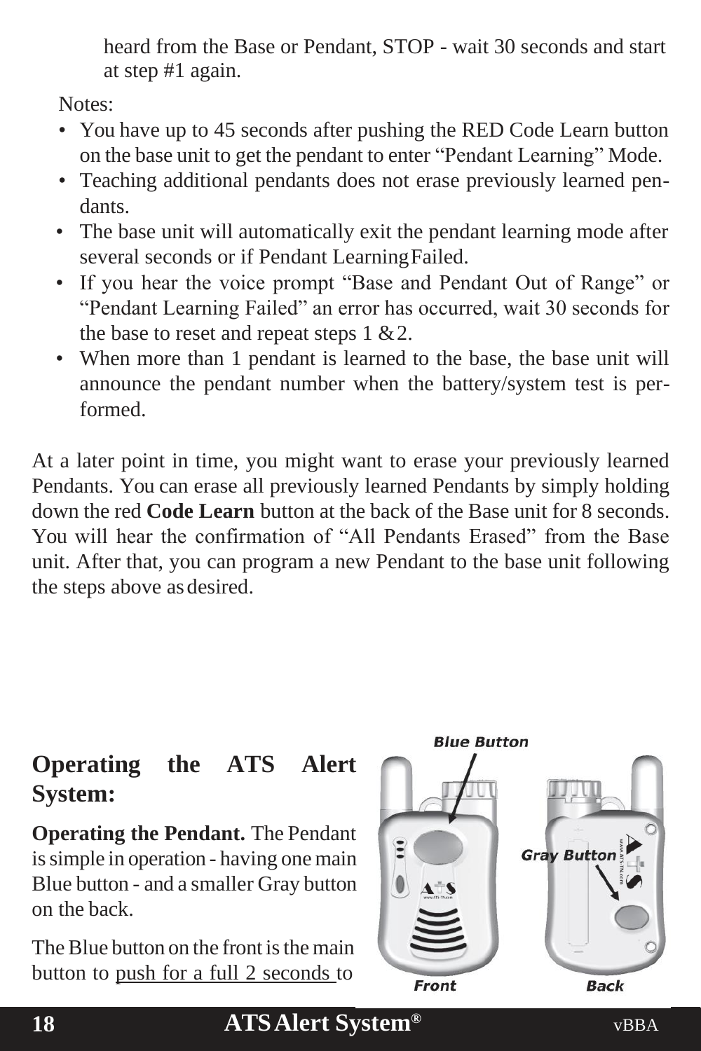heard from the Base or Pendant, STOP - wait 30 seconds and start at step #1 again.

Notes:

- You have up to 45 seconds after pushing the RED Code Learn button on the base unit to get the pendant to enter "Pendant Learning" Mode.
- Teaching additional pendants does not erase previously learned pendants.
- The base unit will automatically exit the pendant learning mode after several seconds or if Pendant Learning Failed.
- If you hear the voice prompt "Base and Pendant Out of Range" or "Pendant Learning Failed" an error has occurred, wait 30 seconds for the base to reset and repeat steps 1 & 2.
- When more than 1 pendant is learned to the base, the base unit will announce the pendant number when the battery/system test is performed.

At a later point in time, you might want to erase your previously learned Pendants. You can erase all previously learned Pendants by simply holding down the red **Code Learn** button at the back of the Base unit for 8 seconds. You will hear the confirmation of "All Pendants Erased" from the Base unit. After that, you can program a new Pendant to the base unit following the steps above as desired.

## Operating the ATS Alert System:

**Operating the Pendant.** The Pendant is simple in operation - having one main Blue button - and a smaller Gray button on the back.

Blue Button

Gray Button

Front

Back

The Blue button on the front is the main button to <u>push for a full 2 seconds</u> to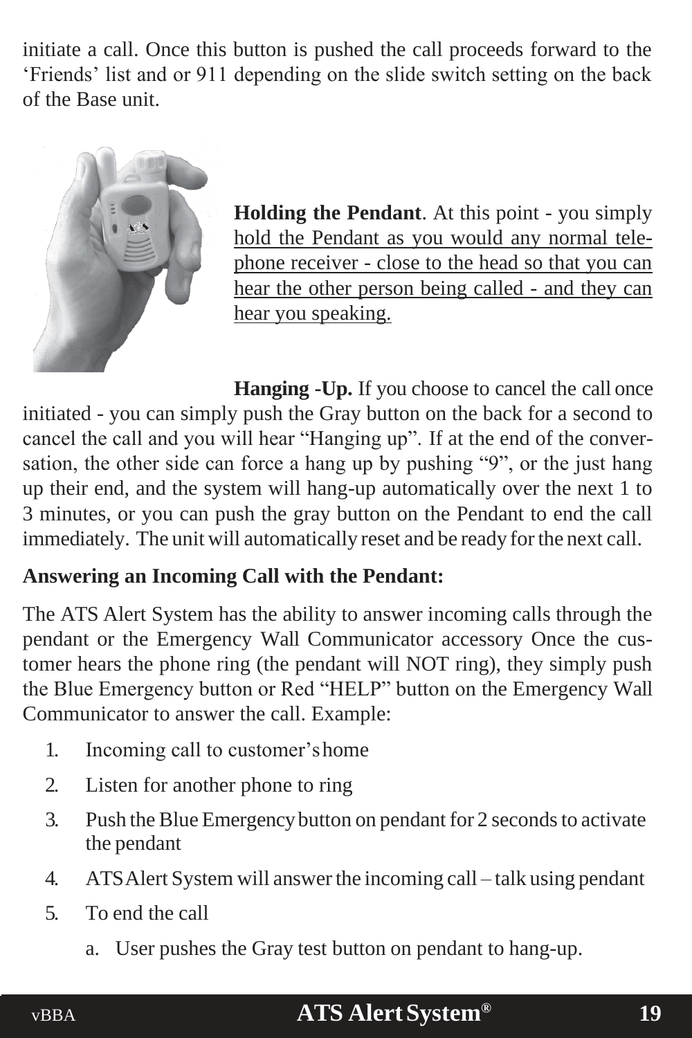initiate a call. Once this button is pushed the call proceeds forward to the 'Friends' list and or 911 depending on the slide switch setting on the back of the Base unit.

**Holding the Pendant**. At this point - you simply hold the Pendant as you would any normal telephone receiver - close to the head so that you can hear the other person being called - and they can hear you speaking.

**Hanging -Up.** If you choose to cancel the call once initiated - you can simply push the Gray button on the back for a second to cancel the call and you will hear "Hanging up". If at the end of the conversation, the other side can force a hang up by pushing "9", or the just hang up their end, and the system will hang-up automatically over the next 1 to 3 minutes, or you can push the gray button on the Pendant to end the call immediately. The unit will automatically reset and be ready for the next call.

**Answering an Incoming Call with the Pendant:**

The ATS Alert System has the ability to answer incoming calls through the pendant or the Emergency Wall Communicator accessory Once the customer hears the phone ring (the pendant will NOT ring), they simply push the Blue Emergency button or Red "HELP" button on the Emergency Wall Communicator to answer the call. Example:

1. Incoming call to customer's home
2. Listen for another phone to ring
3. Push the Blue Emergency button on pendant for 2 seconds to activate the pendant
4. ATS Alert System will answer the incoming call – talk using pendant
5. To end the call
   a. User pushes the Gray test button on pendant to hang-up.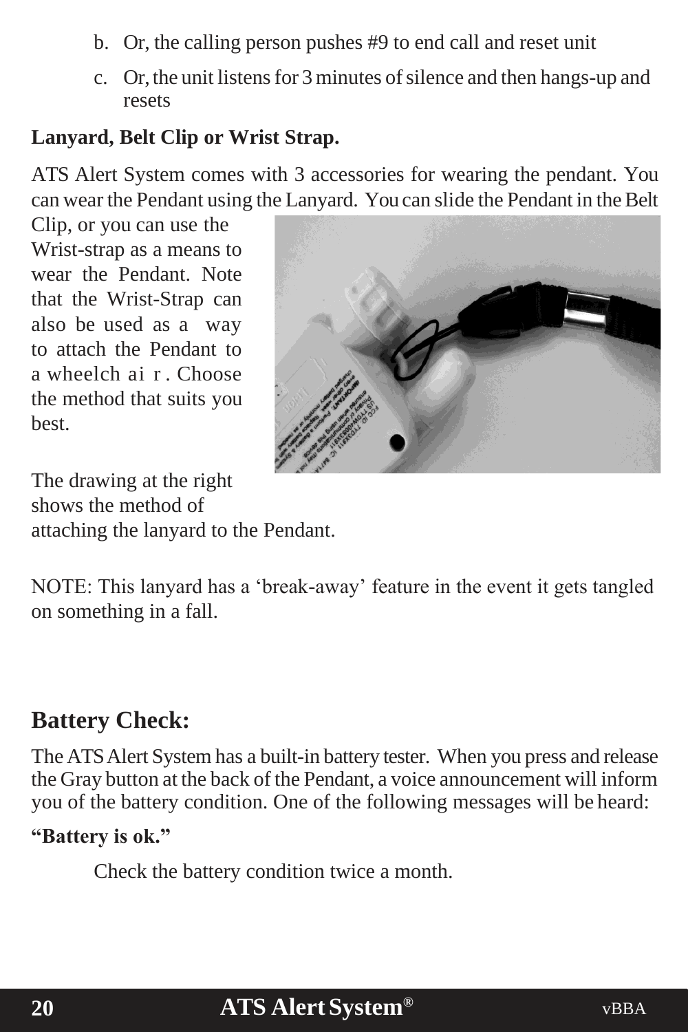b. Or, the calling person pushes #9 to end call and reset unit

c. Or, the unit listens for 3 minutes of silence and then hangs-up and resets

**Lanyard, Belt Clip or Wrist Strap.**

ATS Alert System comes with 3 accessories for wearing the pendant. You can wear the Pendant using the Lanyard. You can slide the Pendant in the Belt Clip, or you can use the Wrist-strap as a means to wear the Pendant. Note that the Wrist-Strap can also be used as a way to attach the Pendant to a wheelchair. Choose the method that suits you best.

The drawing at the right shows the method of attaching the lanyard to the Pendant.

NOTE: This lanyard has a 'break-away' feature in the event it gets tangled on something in a fall.

## Battery Check:

The ATS Alert System has a built-in battery tester. When you press and release the Gray button at the back of the Pendant, a voice announcement will inform you of the battery condition. One of the following messages will be heard:

**"Battery is ok."**

Check the battery condition twice a month.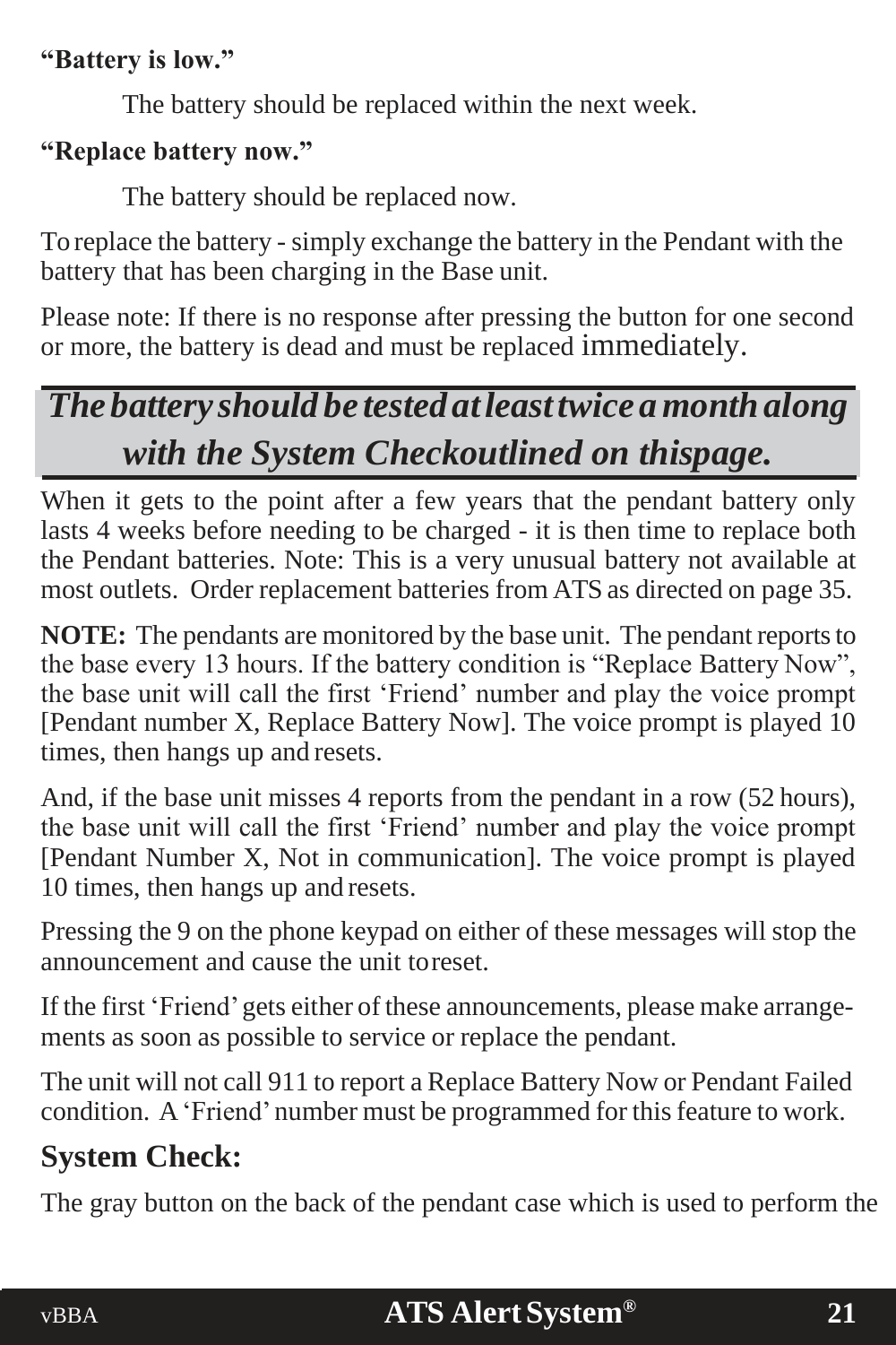**“Battery is low.”**

The battery should be replaced within the next week.

**“Replace battery now.”**

The battery should be replaced now.

To replace the battery - simply exchange the battery in the Pendant with the battery that has been charging in the Base unit.

Please note: If there is no response after pressing the button for one second or more, the battery is dead and must be replaced immediately.

***The battery should be tested at least twice a month along with the System Checkoutlined on thispage.***

When it gets to the point after a few years that the pendant battery only lasts 4 weeks before needing to be charged - it is then time to replace both the Pendant batteries. Note: This is a very unusual battery not available at most outlets. Order replacement batteries from ATS as directed on page 35.

**NOTE:** The pendants are monitored by the base unit. The pendant reports to the base every 13 hours. If the battery condition is “Replace Battery Now”, the base unit will call the first ‘Friend’ number and play the voice prompt [Pendant number X, Replace Battery Now]. The voice prompt is played 10 times, then hangs up and resets.

And, if the base unit misses 4 reports from the pendant in a row (52 hours), the base unit will call the first ‘Friend’ number and play the voice prompt [Pendant Number X, Not in communication]. The voice prompt is played 10 times, then hangs up and resets.

Pressing the 9 on the phone keypad on either of these messages will stop the announcement and cause the unit to reset.

If the first ‘Friend’ gets either of these announcements, please make arrangements as soon as possible to service or replace the pendant.

The unit will not call 911 to report a Replace Battery Now or Pendant Failed condition. A ‘Friend’ number must be programmed for this feature to work.

## System Check:

The gray button on the back of the pendant case which is used to perform the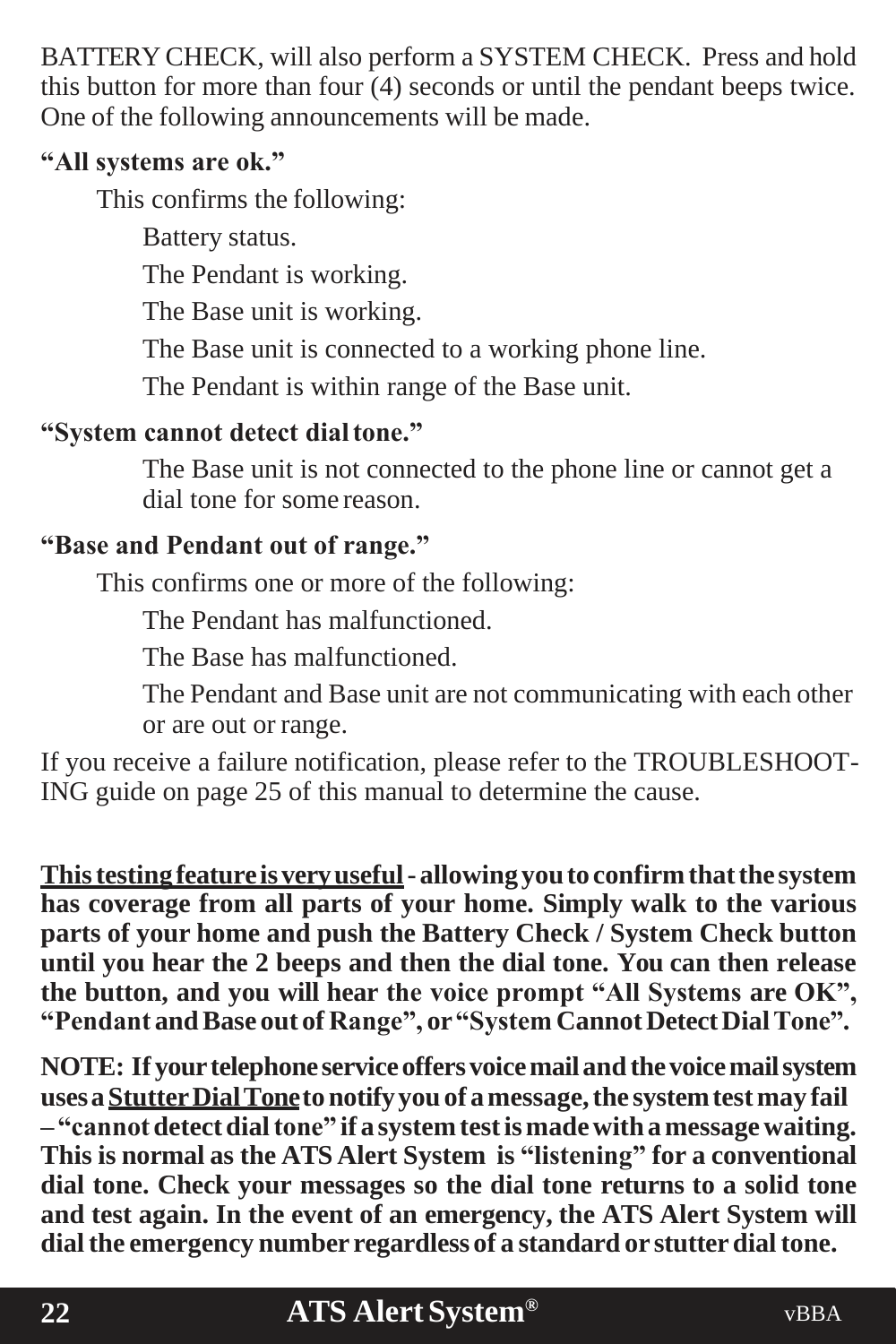BATTERY CHECK, will also perform a SYSTEM CHECK. Press and hold this button for more than four (4) seconds or until the pendant beeps twice. One of the following announcements will be made.

**"All systems are ok."**

This confirms the following:

- Battery status.
- The Pendant is working.
- The Base unit is working.
- The Base unit is connected to a working phone line.
- The Pendant is within range of the Base unit.

**"System cannot detect dial tone."**

The Base unit is not connected to the phone line or cannot get a dial tone for some reason.

**"Base and Pendant out of range."**

This confirms one or more of the following:

- The Pendant has malfunctioned.
- The Base has malfunctioned.
- The Pendant and Base unit are not communicating with each other or are out or range.

If you receive a failure notification, please refer to the TROUBLESHOOTING guide on page 25 of this manual to determine the cause.

**<u>This testing feature is very useful</u> - allowing you to confirm that the system has coverage from all parts of your home. Simply walk to the various parts of your home and push the Battery Check / System Check button until you hear the 2 beeps and then the dial tone. You can then release the button, and you will hear the voice prompt "All Systems are OK", "Pendant and Base out of Range", or "System Cannot Detect Dial Tone".**

**NOTE: If your telephone service offers voice mail and the voice mail system uses a <u>Stutter Dial Tone</u> to notify you of a message, the system test may fail – "cannot detect dial tone" if a system test is made with a message waiting. This is normal as the ATS Alert System is "listening" for a conventional dial tone. Check your messages so the dial tone returns to a solid tone and test again. In the event of an emergency, the ATS Alert System will dial the emergency number regardless of a standard or stutter dial tone.**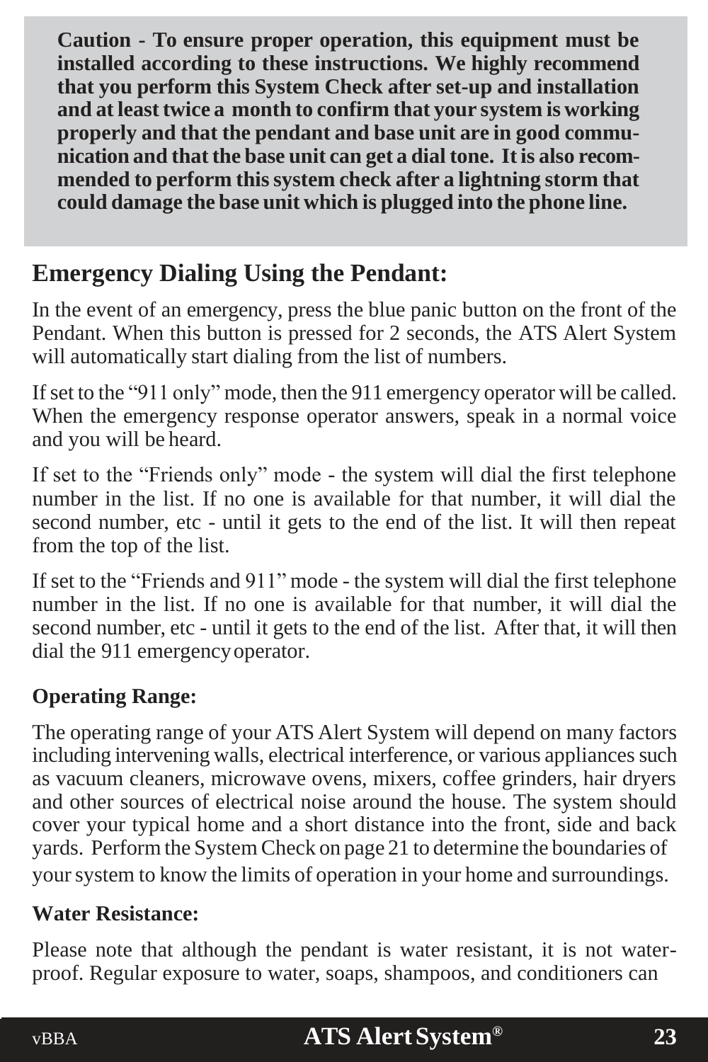**Caution - To ensure proper operation, this equipment must be installed according to these instructions. We highly recommend that you perform this System Check after set-up and installation and at least twice a month to confirm that your system is working properly and that the pendant and base unit are in good communication and that the base unit can get a dial tone. It is also recommended to perform this system check after a lightning storm that could damage the base unit which is plugged into the phone line.**

## Emergency Dialing Using the Pendant:

In the event of an emergency, press the blue panic button on the front of the Pendant. When this button is pressed for 2 seconds, the ATS Alert System will automatically start dialing from the list of numbers.

If set to the “911 only” mode, then the 911 emergency operator will be called. When the emergency response operator answers, speak in a normal voice and you will be heard.

If set to the “Friends only” mode - the system will dial the first telephone number in the list. If no one is available for that number, it will dial the second number, etc - until it gets to the end of the list. It will then repeat from the top of the list.

If set to the “Friends and 911” mode - the system will dial the first telephone number in the list. If no one is available for that number, it will dial the second number, etc - until it gets to the end of the list. After that, it will then dial the 911 emergency operator.

### Operating Range:

The operating range of your ATS Alert System will depend on many factors including intervening walls, electrical interference, or various appliances such as vacuum cleaners, microwave ovens, mixers, coffee grinders, hair dryers and other sources of electrical noise around the house. The system should cover your typical home and a short distance into the front, side and back yards. Perform the System Check on page 21 to determine the boundaries of your system to know the limits of operation in your home and surroundings.

### Water Resistance:

Please note that although the pendant is water resistant, it is not waterproof. Regular exposure to water, soaps, shampoos, and conditioners can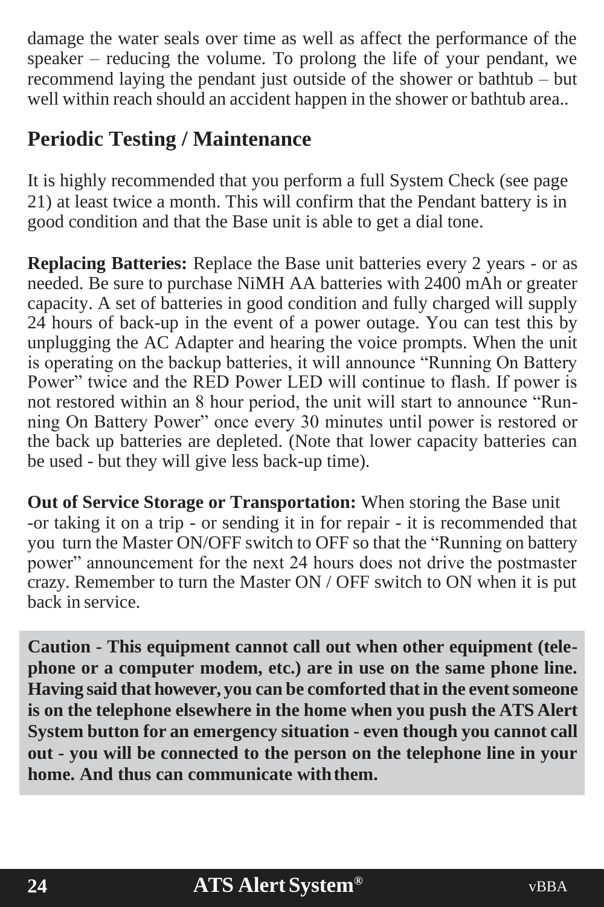damage the water seals over time as well as affect the performance of the speaker – reducing the volume. To prolong the life of your pendant, we recommend laying the pendant just outside of the shower or bathtub – but well within reach should an accident happen in the shower or bathtub area..

## Periodic Testing / Maintenance

It is highly recommended that you perform a full System Check (see page 21) at least twice a month. This will confirm that the Pendant battery is in good condition and that the Base unit is able to get a dial tone.

**Replacing Batteries:** Replace the Base unit batteries every 2 years - or as needed. Be sure to purchase NiMH AA batteries with 2400 mAh or greater capacity. A set of batteries in good condition and fully charged will supply 24 hours of back-up in the event of a power outage. You can test this by unplugging the AC Adapter and hearing the voice prompts. When the unit is operating on the backup batteries, it will announce "Running On Battery Power" twice and the RED Power LED will continue to flash. If power is not restored within an 8 hour period, the unit will start to announce "Running On Battery Power" once every 30 minutes until power is restored or the back up batteries are depleted. (Note that lower capacity batteries can be used - but they will give less back-up time).

**Out of Service Storage or Transportation:** When storing the Base unit -or taking it on a trip - or sending it in for repair - it is recommended that you turn the Master ON/OFF switch to OFF so that the "Running on battery power" announcement for the next 24 hours does not drive the postmaster crazy. Remember to turn the Master ON / OFF switch to ON when it is put back in service.

**Caution - This equipment cannot call out when other equipment (telephone or a computer modem, etc.) are in use on the same phone line. Having said that however, you can be comforted that in the event someone is on the telephone elsewhere in the home when you push the ATS Alert System button for an emergency situation - even though you cannot call out - you will be connected to the person on the telephone line in your home. And thus can communicate with them.**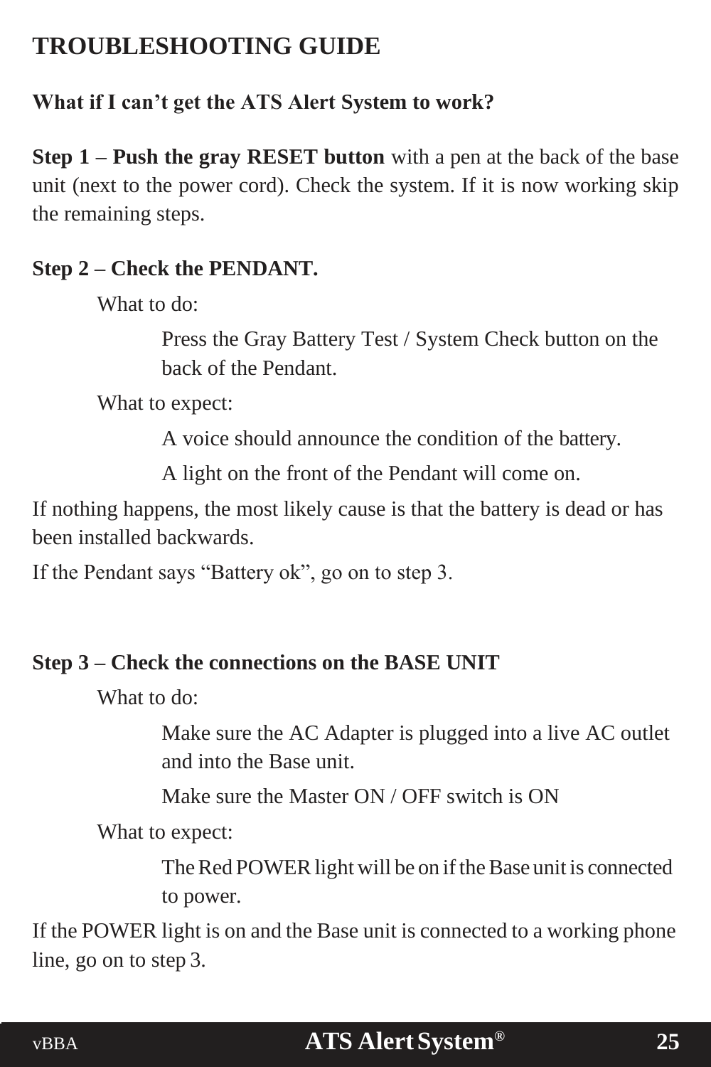# TROUBLESHOOTING GUIDE

**What if I can't get the ATS Alert System to work?**

**Step 1 – Push the gray RESET button** with a pen at the back of the base unit (next to the power cord). Check the system. If it is now working skip the remaining steps.

**Step 2 – Check the PENDANT.**

What to do:

Press the Gray Battery Test / System Check button on the back of the Pendant.

What to expect:

A voice should announce the condition of the battery.

A light on the front of the Pendant will come on.

If nothing happens, the most likely cause is that the battery is dead or has been installed backwards.

If the Pendant says "Battery ok", go on to step 3.

**Step 3 – Check the connections on the BASE UNIT**

What to do:

Make sure the AC Adapter is plugged into a live AC outlet and into the Base unit.

Make sure the Master ON / OFF switch is ON

What to expect:

The Red POWER light will be on if the Base unit is connected to power.

If the POWER light is on and the Base unit is connected to a working phone line, go on to step 3.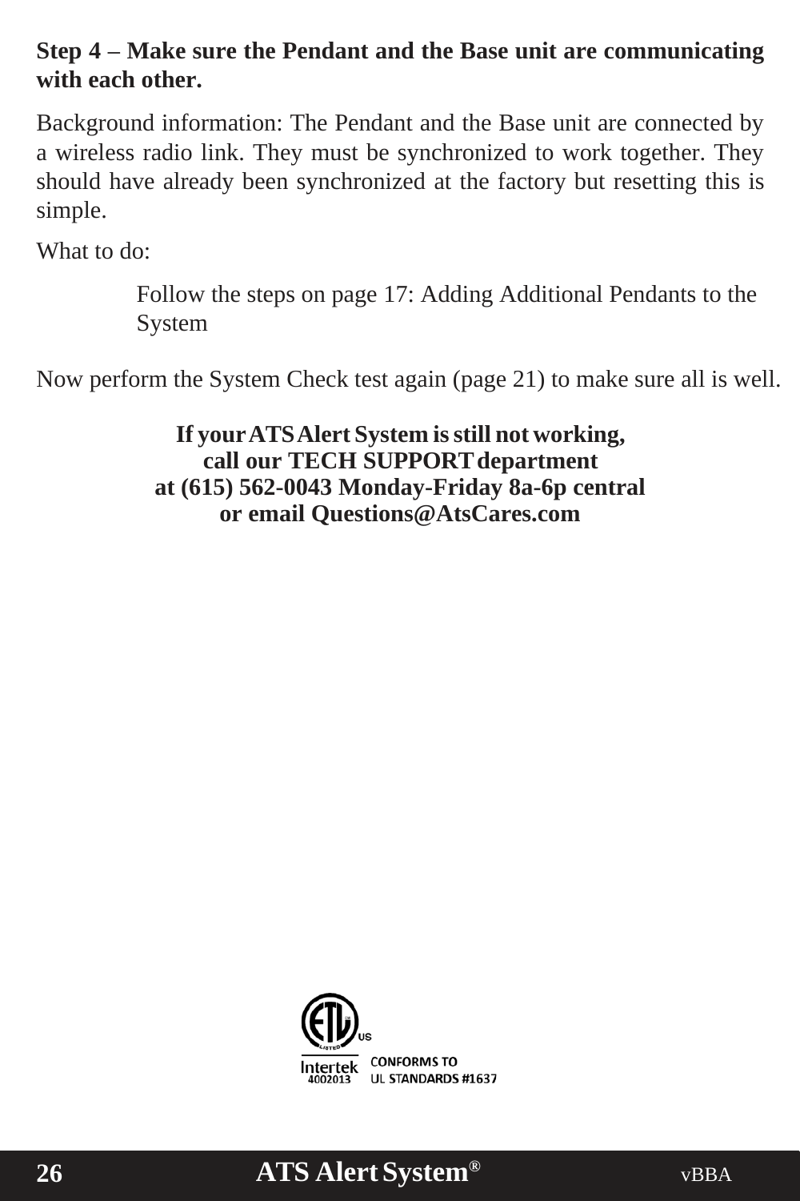**Step 4 – Make sure the Pendant and the Base unit are communicating with each other.**

Background information: The Pendant and the Base unit are connected by a wireless radio link. They must be synchronized to work together. They should have already been synchronized at the factory but resetting this is simple.

What to do:

> Follow the steps on page 17: Adding Additional Pendants to the System

Now perform the System Check test again (page 21) to make sure all is well.

**If your ATS Alert System is still not working,**
**call our TECH SUPPORT department**
**at (615) 562-0043 Monday-Friday 8a-6p central**
**or email Questions@AtsCares.com**

Intertek 4002013 CONFORMS TO UL STANDARDS #1637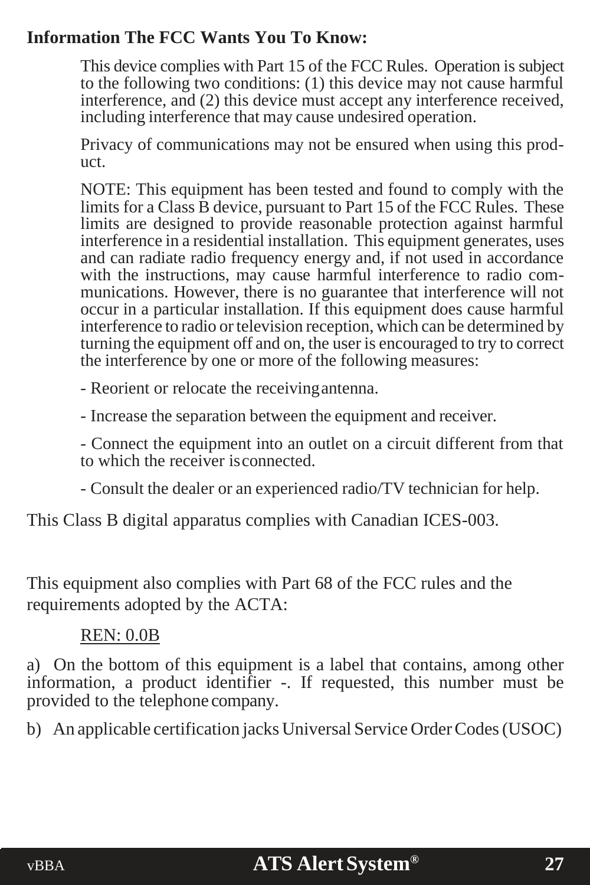**Information The FCC Wants You To Know:**

This device complies with Part 15 of the FCC Rules. Operation is subject to the following two conditions: (1) this device may not cause harmful interference, and (2) this device must accept any interference received, including interference that may cause undesired operation.

Privacy of communications may not be ensured when using this product.

NOTE: This equipment has been tested and found to comply with the limits for a Class B device, pursuant to Part 15 of the FCC Rules. These limits are designed to provide reasonable protection against harmful interference in a residential installation. This equipment generates, uses and can radiate radio frequency energy and, if not used in accordance with the instructions, may cause harmful interference to radio communications. However, there is no guarantee that interference will not occur in a particular installation. If this equipment does cause harmful interference to radio or television reception, which can be determined by turning the equipment off and on, the user is encouraged to try to correct the interference by one or more of the following measures:

- Reorient or relocate the receiving antenna.
- Increase the separation between the equipment and receiver.
- Connect the equipment into an outlet on a circuit different from that to which the receiver is connected.
- Consult the dealer or an experienced radio/TV technician for help.

This Class B digital apparatus complies with Canadian ICES-003.

This equipment also complies with Part 68 of the FCC rules and the requirements adopted by the ACTA:

REN: 0.0B

a) On the bottom of this equipment is a label that contains, among other information, a product identifier -. If requested, this number must be provided to the telephone company.

b) An applicable certification jacks Universal Service Order Codes (USOC)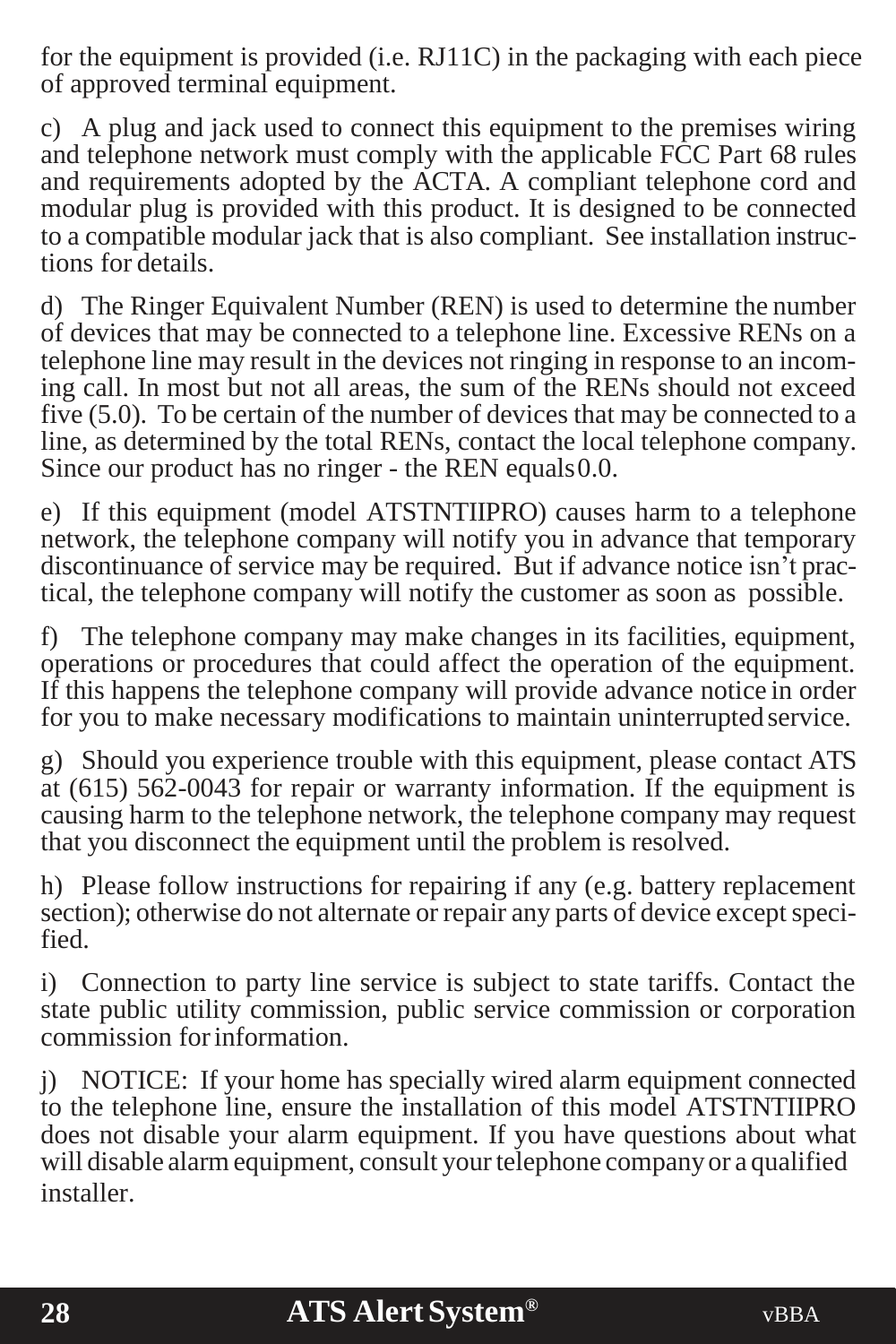for the equipment is provided (i.e. RJ11C) in the packaging with each piece of approved terminal equipment.

c) A plug and jack used to connect this equipment to the premises wiring and telephone network must comply with the applicable FCC Part 68 rules and requirements adopted by the ACTA. A compliant telephone cord and modular plug is provided with this product. It is designed to be connected to a compatible modular jack that is also compliant. See installation instructions for details.

d) The Ringer Equivalent Number (REN) is used to determine the number of devices that may be connected to a telephone line. Excessive RENs on a telephone line may result in the devices not ringing in response to an incoming call. In most but not all areas, the sum of the RENs should not exceed five (5.0). To be certain of the number of devices that may be connected to a line, as determined by the total RENs, contact the local telephone company. Since our product has no ringer - the REN equals 0.0.

e) If this equipment (model ATSTNTIIPRO) causes harm to a telephone network, the telephone company will notify you in advance that temporary discontinuance of service may be required. But if advance notice isn't practical, the telephone company will notify the customer as soon as possible.

f) The telephone company may make changes in its facilities, equipment, operations or procedures that could affect the operation of the equipment. If this happens the telephone company will provide advance notice in order for you to make necessary modifications to maintain uninterrupted service.

g) Should you experience trouble with this equipment, please contact ATS at (615) 562-0043 for repair or warranty information. If the equipment is causing harm to the telephone network, the telephone company may request that you disconnect the equipment until the problem is resolved.

h) Please follow instructions for repairing if any (e.g. battery replacement section); otherwise do not alternate or repair any parts of device except specified.

i) Connection to party line service is subject to state tariffs. Contact the state public utility commission, public service commission or corporation commission for information.

j) NOTICE: If your home has specially wired alarm equipment connected to the telephone line, ensure the installation of this model ATSTNTIIPRO does not disable your alarm equipment. If you have questions about what will disable alarm equipment, consult your telephone company or a qualified installer.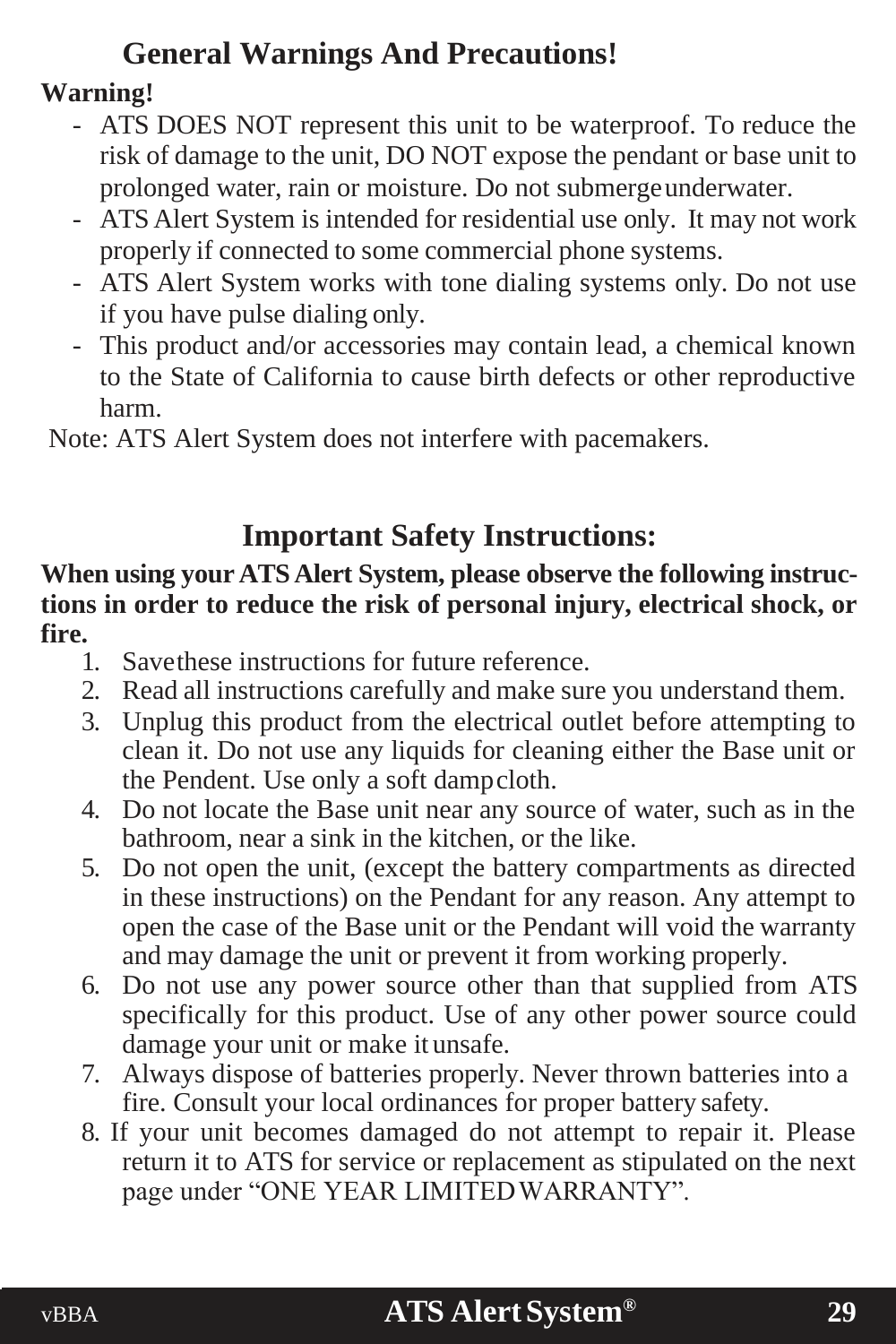## General Warnings And Precautions!

**Warning!**

- ATS DOES NOT represent this unit to be waterproof. To reduce the risk of damage to the unit, DO NOT expose the pendant or base unit to prolonged water, rain or moisture. Do not submerge underwater.
- ATS Alert System is intended for residential use only. It may not work properly if connected to some commercial phone systems.
- ATS Alert System works with tone dialing systems only. Do not use if you have pulse dialing only.
- This product and/or accessories may contain lead, a chemical known to the State of California to cause birth defects or other reproductive harm.

Note: ATS Alert System does not interfere with pacemakers.

## Important Safety Instructions:

**When using your ATS Alert System, please observe the following instructions in order to reduce the risk of personal injury, electrical shock, or fire.**

1. Save these instructions for future reference.
2. Read all instructions carefully and make sure you understand them.
3. Unplug this product from the electrical outlet before attempting to clean it. Do not use any liquids for cleaning either the Base unit or the Pendent. Use only a soft damp cloth.
4. Do not locate the Base unit near any source of water, such as in the bathroom, near a sink in the kitchen, or the like.
5. Do not open the unit, (except the battery compartments as directed in these instructions) on the Pendant for any reason. Any attempt to open the case of the Base unit or the Pendant will void the warranty and may damage the unit or prevent it from working properly.
6. Do not use any power source other than that supplied from ATS specifically for this product. Use of any other power source could damage your unit or make it unsafe.
7. Always dispose of batteries properly. Never thrown batteries into a fire. Consult your local ordinances for proper battery safety.
8. If your unit becomes damaged do not attempt to repair it. Please return it to ATS for service or replacement as stipulated on the next page under "ONE YEAR LIMITED WARRANTY".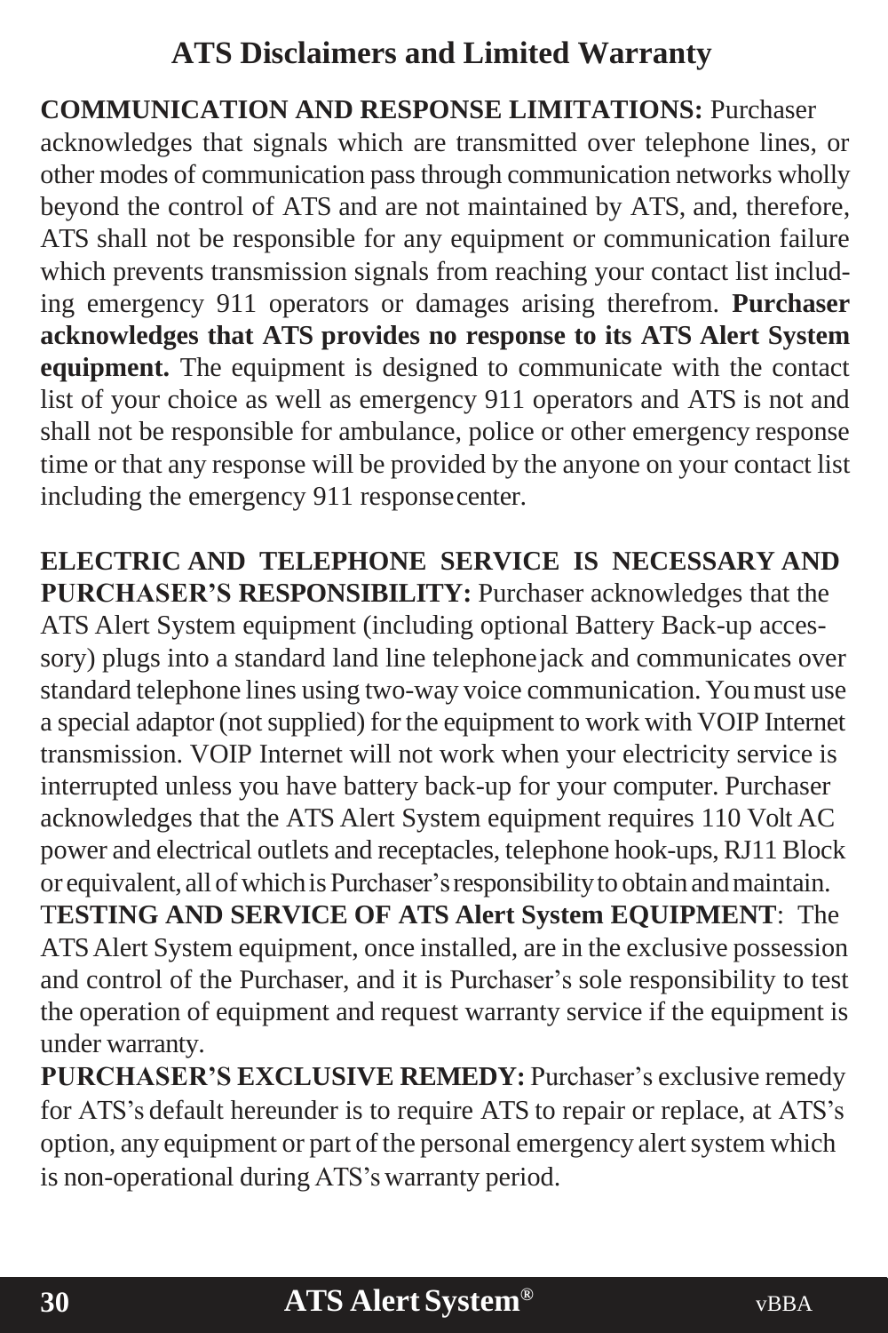## ATS Disclaimers and Limited Warranty

**COMMUNICATION AND RESPONSE LIMITATIONS:** Purchaser acknowledges that signals which are transmitted over telephone lines, or other modes of communication pass through communication networks wholly beyond the control of ATS and are not maintained by ATS, and, therefore, ATS shall not be responsible for any equipment or communication failure which prevents transmission signals from reaching your contact list including emergency 911 operators or damages arising therefrom. **Purchaser acknowledges that ATS provides no response to its ATS Alert System equipment.** The equipment is designed to communicate with the contact list of your choice as well as emergency 911 operators and ATS is not and shall not be responsible for ambulance, police or other emergency response time or that any response will be provided by the anyone on your contact list including the emergency 911 response center.

**ELECTRIC AND TELEPHONE SERVICE IS NECESSARY AND PURCHASER'S RESPONSIBILITY:** Purchaser acknowledges that the ATS Alert System equipment (including optional Battery Back-up accessory) plugs into a standard land line telephone jack and communicates over standard telephone lines using two-way voice communication. You must use a special adaptor (not supplied) for the equipment to work with VOIP Internet transmission. VOIP Internet will not work when your electricity service is interrupted unless you have battery back-up for your computer. Purchaser acknowledges that the ATS Alert System equipment requires 110 Volt AC power and electrical outlets and receptacles, telephone hook-ups, RJ11 Block or equivalent, all of which is Purchaser's responsibility to obtain and maintain.

**TESTING AND SERVICE OF ATS Alert System EQUIPMENT**: The ATS Alert System equipment, once installed, are in the exclusive possession and control of the Purchaser, and it is Purchaser's sole responsibility to test the operation of equipment and request warranty service if the equipment is under warranty.

**PURCHASER'S EXCLUSIVE REMEDY:** Purchaser's exclusive remedy for ATS's default hereunder is to require ATS to repair or replace, at ATS's option, any equipment or part of the personal emergency alert system which is non-operational during ATS's warranty period.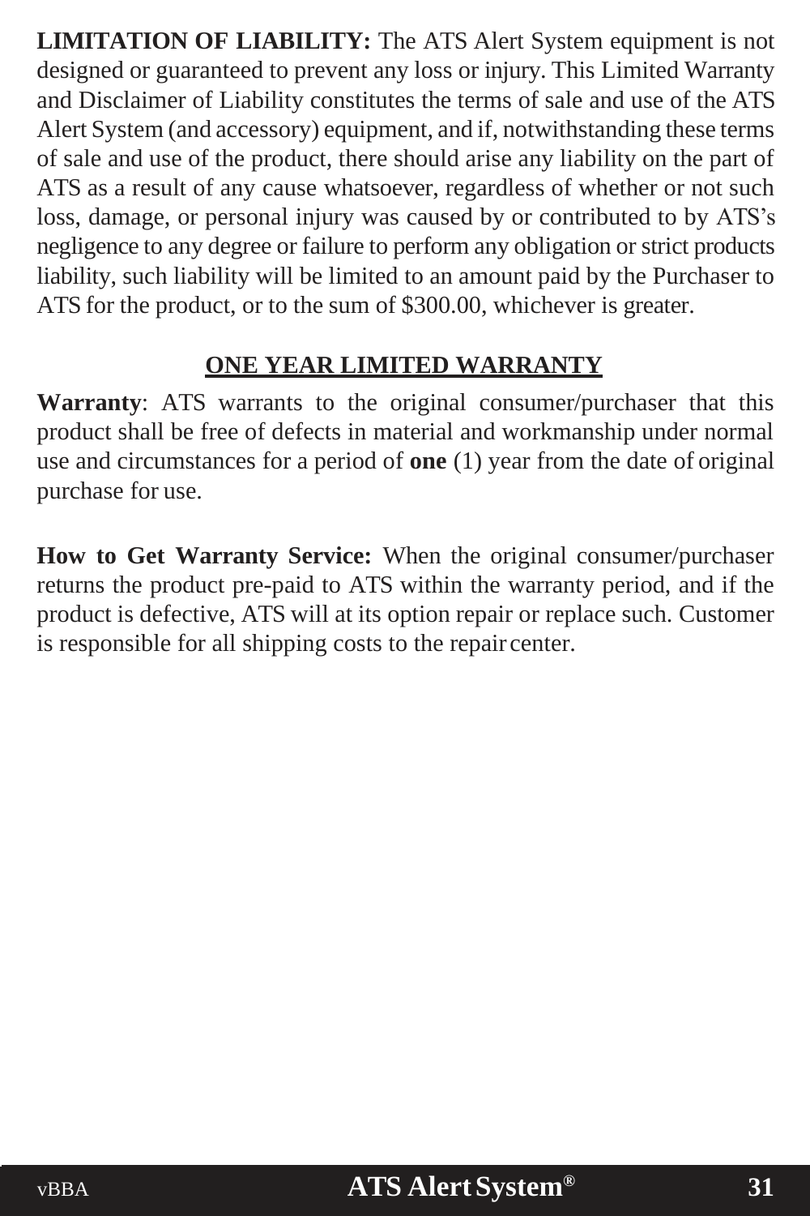**LIMITATION OF LIABILITY:** The ATS Alert System equipment is not designed or guaranteed to prevent any loss or injury. This Limited Warranty and Disclaimer of Liability constitutes the terms of sale and use of the ATS Alert System (and accessory) equipment, and if, notwithstanding these terms of sale and use of the product, there should arise any liability on the part of ATS as a result of any cause whatsoever, regardless of whether or not such loss, damage, or personal injury was caused by or contributed to by ATS's negligence to any degree or failure to perform any obligation or strict products liability, such liability will be limited to an amount paid by the Purchaser to ATS for the product, or to the sum of $300.00, whichever is greater.

## ONE YEAR LIMITED WARRANTY

**Warranty**: ATS warrants to the original consumer/purchaser that this product shall be free of defects in material and workmanship under normal use and circumstances for a period of **one** (1) year from the date of original purchase for use.

**How to Get Warranty Service:** When the original consumer/purchaser returns the product pre-paid to ATS within the warranty period, and if the product is defective, ATS will at its option repair or replace such. Customer is responsible for all shipping costs to the repair center.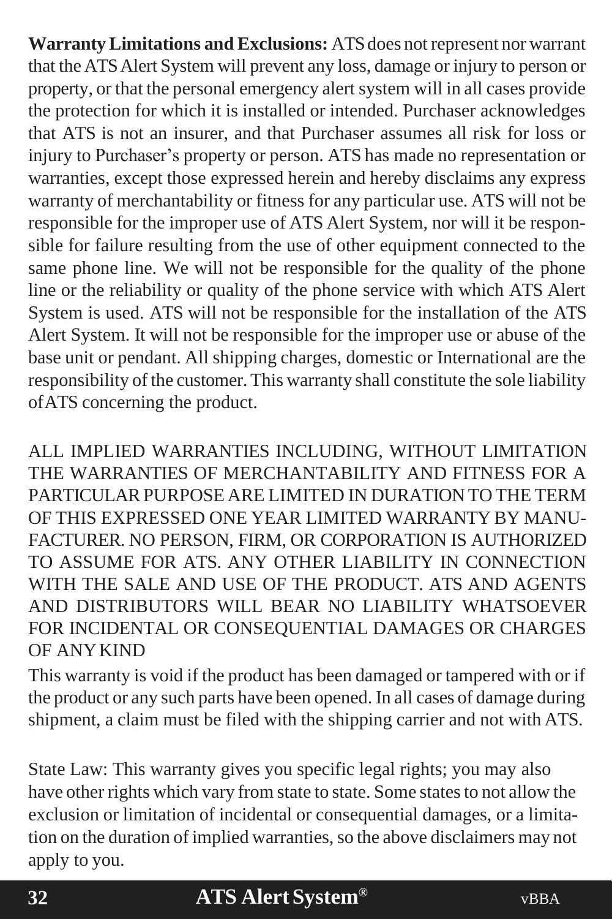**Warranty Limitations and Exclusions:** ATS does not represent nor warrant that the ATS Alert System will prevent any loss, damage or injury to person or property, or that the personal emergency alert system will in all cases provide the protection for which it is installed or intended. Purchaser acknowledges that ATS is not an insurer, and that Purchaser assumes all risk for loss or injury to Purchaser's property or person. ATS has made no representation or warranties, except those expressed herein and hereby disclaims any express warranty of merchantability or fitness for any particular use. ATS will not be responsible for the improper use of ATS Alert System, nor will it be responsible for failure resulting from the use of other equipment connected to the same phone line. We will not be responsible for the quality of the phone line or the reliability or quality of the phone service with which ATS Alert System is used. ATS will not be responsible for the installation of the ATS Alert System. It will not be responsible for the improper use or abuse of the base unit or pendant. All shipping charges, domestic or International are the responsibility of the customer. This warranty shall constitute the sole liability ofATS concerning the product.

ALL IMPLIED WARRANTIES INCLUDING, WITHOUT LIMITATION THE WARRANTIES OF MERCHANTABILITY AND FITNESS FOR A PARTICULAR PURPOSE ARE LIMITED IN DURATION TO THE TERM OF THIS EXPRESSED ONE YEAR LIMITED WARRANTY BY MANUFACTURER. NO PERSON, FIRM, OR CORPORATION IS AUTHORIZED TO ASSUME FOR ATS. ANY OTHER LIABILITY IN CONNECTION WITH THE SALE AND USE OF THE PRODUCT. ATS AND AGENTS AND DISTRIBUTORS WILL BEAR NO LIABILITY WHATSOEVER FOR INCIDENTAL OR CONSEQUENTIAL DAMAGES OR CHARGES OF ANY KIND

This warranty is void if the product has been damaged or tampered with or if the product or any such parts have been opened. In all cases of damage during shipment, a claim must be filed with the shipping carrier and not with ATS.

State Law: This warranty gives you specific legal rights; you may also have other rights which vary from state to state. Some states to not allow the exclusion or limitation of incidental or consequential damages, or a limitation on the duration of implied warranties, so the above disclaimers may not apply to you.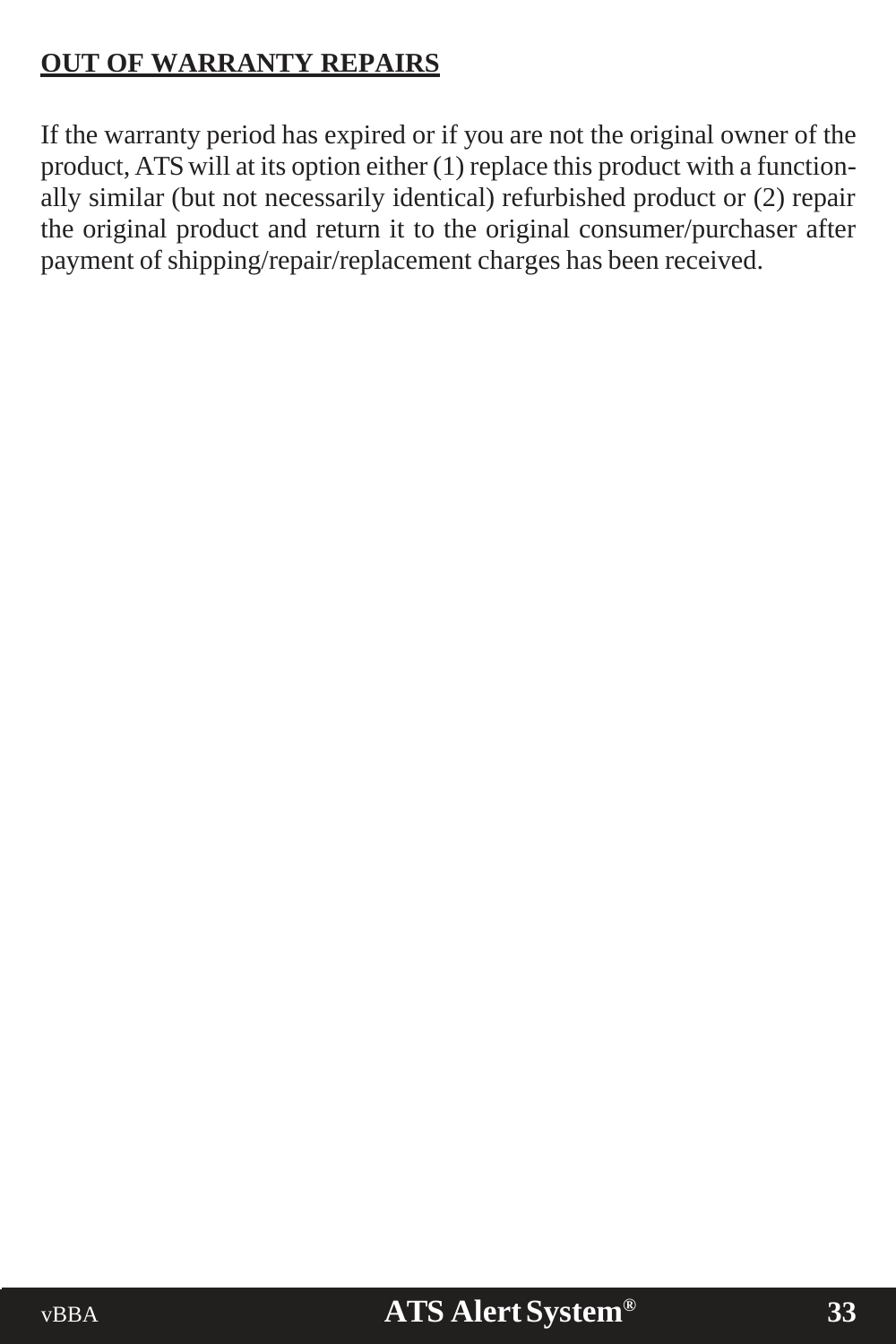## **OUT OF WARRANTY REPAIRS**

If the warranty period has expired or if you are not the original owner of the product, ATS will at its option either (1) replace this product with a functionally similar (but not necessarily identical) refurbished product or (2) repair the original product and return it to the original consumer/purchaser after payment of shipping/repair/replacement charges has been received.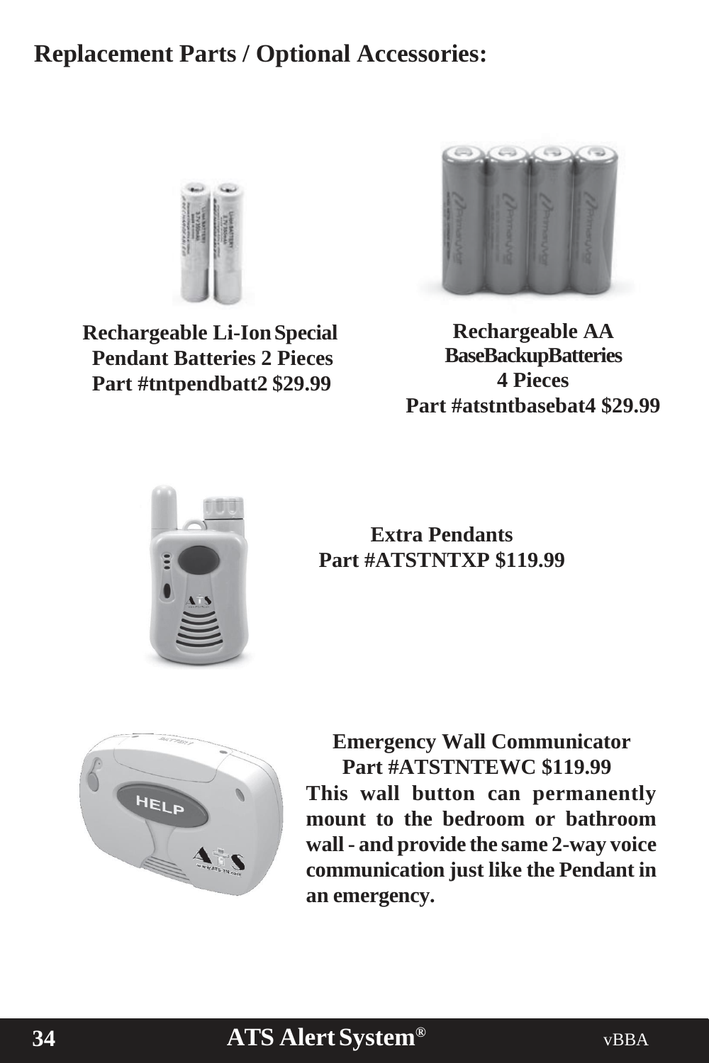# Replacement Parts / Optional Accessories:

**Rechargeable Li-Ion Special Pendant Batteries 2 Pieces**
**Part #tntpendbatt2 $29.99**

**Rechargeable AA BaseBackupBatteries 4 Pieces**
**Part #atstntbasebat4 $29.99**

**Extra Pendants**
**Part #ATSTNTXP $119.99**

**Emergency Wall Communicator**
**Part #ATSTNTEWC $119.99**

**This wall button can permanently mount to the bedroom or bathroom wall - and provide the same 2-way voice communication just like the Pendant in an emergency.**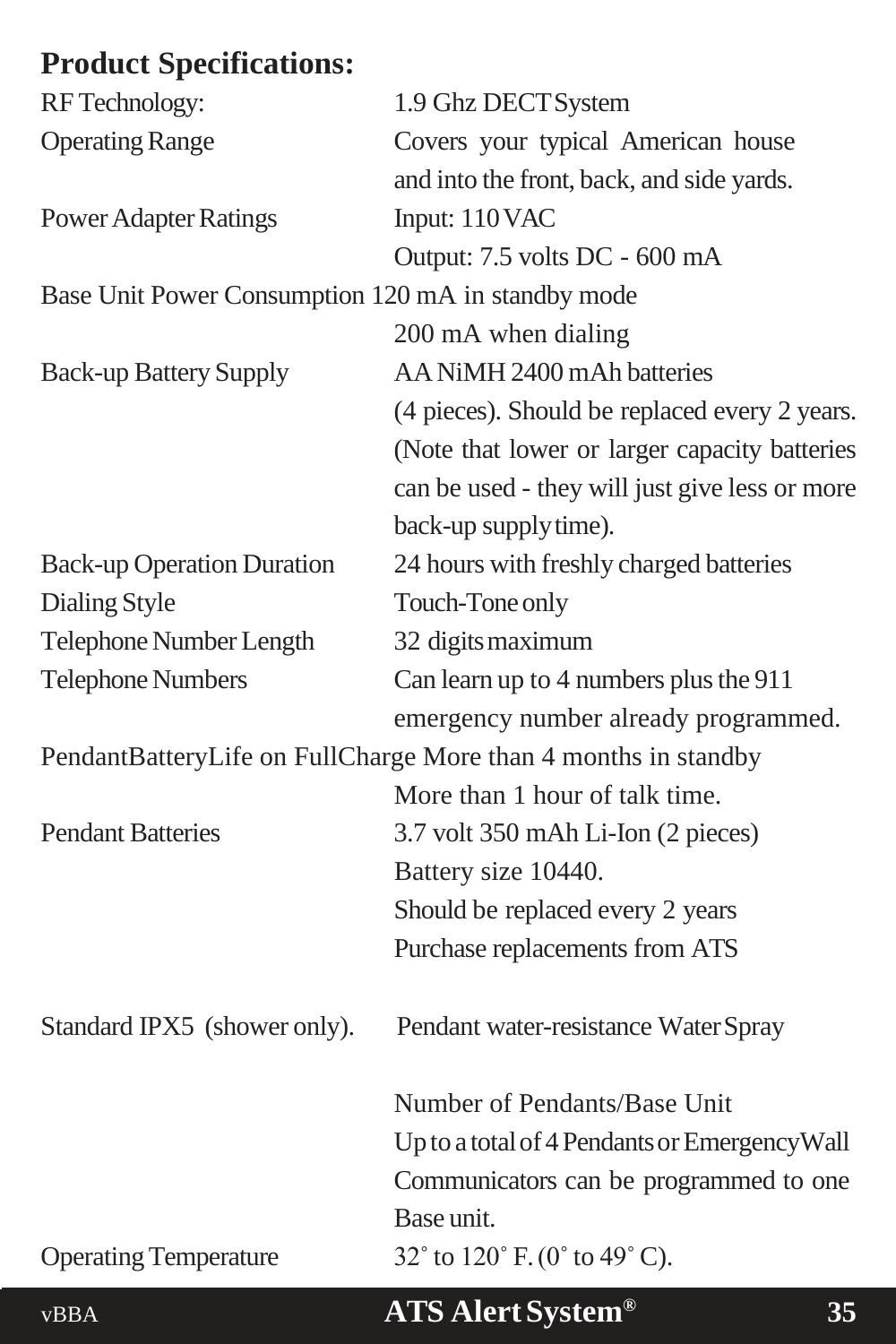## Product Specifications:

| | |
|---|---|
| RF Technology: | 1.9 Ghz DECT System |
| Operating Range | Covers your typical American house and into the front, back, and side yards. |
| Power Adapter Ratings | Input: 110 VAC<br>Output: 7.5 volts DC - 600 mA |
| Base Unit Power Consumption | 120 mA in standby mode<br>200 mA when dialing |
| Back-up Battery Supply | AA NiMH 2400 mAh batteries (4 pieces). Should be replaced every 2 years. (Note that lower or larger capacity batteries can be used - they will just give less or more back-up supply time). |
| Back-up Operation Duration | 24 hours with freshly charged batteries |
| Dialing Style | Touch-Tone only |
| Telephone Number Length | 32 digits maximum |
| Telephone Numbers | Can learn up to 4 numbers plus the 911 emergency number already programmed. |
| PendantBatteryLife on FullCharge | More than 4 months in standby<br>More than 1 hour of talk time. |
| Pendant Batteries | 3.7 volt 350 mAh Li-Ion (2 pieces)<br>Battery size 10440.<br>Should be replaced every 2 years<br>Purchase replacements from ATS |
| Standard IPX5 (shower only). | Pendant water-resistance Water Spray |
| | Number of Pendants/Base Unit<br>Up to a total of 4 Pendants or EmergencyWall Communicators can be programmed to one Base unit. |
| Operating Temperature | 32˚ to 120˚ F. (0˚ to 49˚ C). |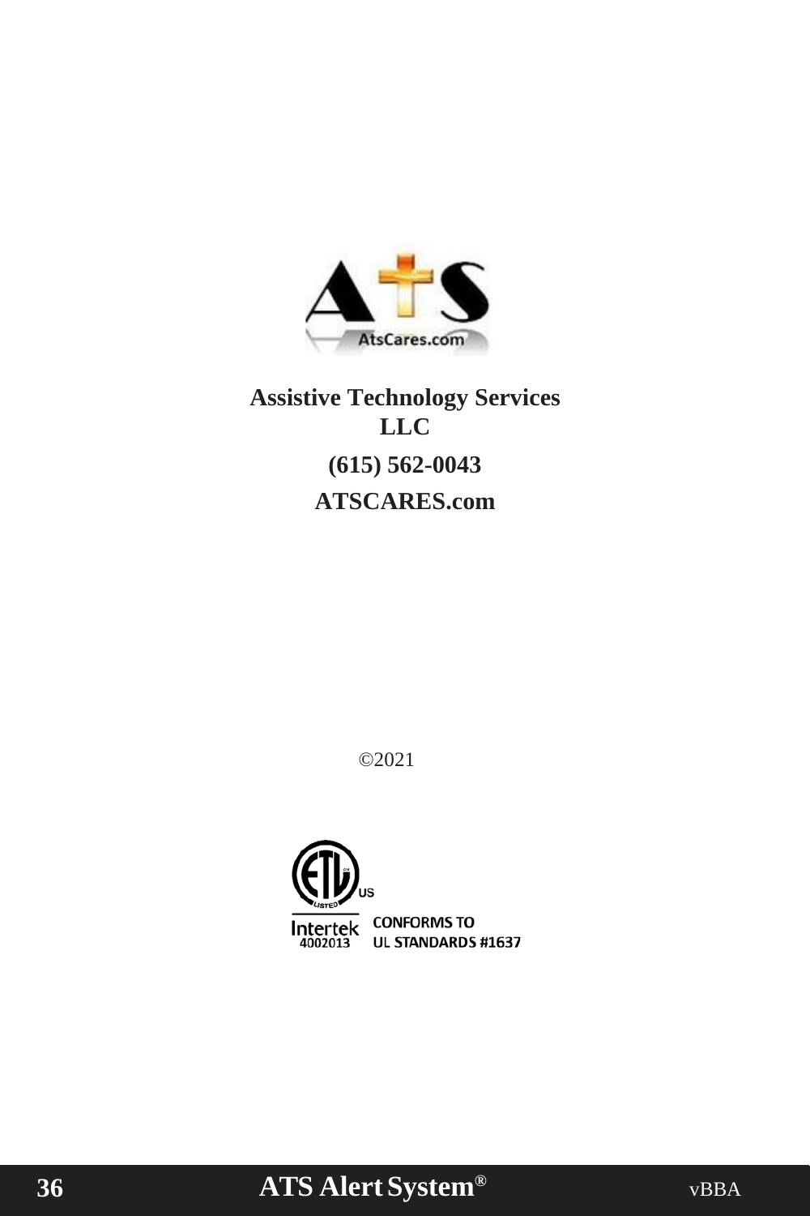**Assistive Technology Services LLC**

**(615) 562-0043**

**ATSCARES.com**

©2021

Intertek 4002013

CONFORMS TO UL STANDARDS #1637